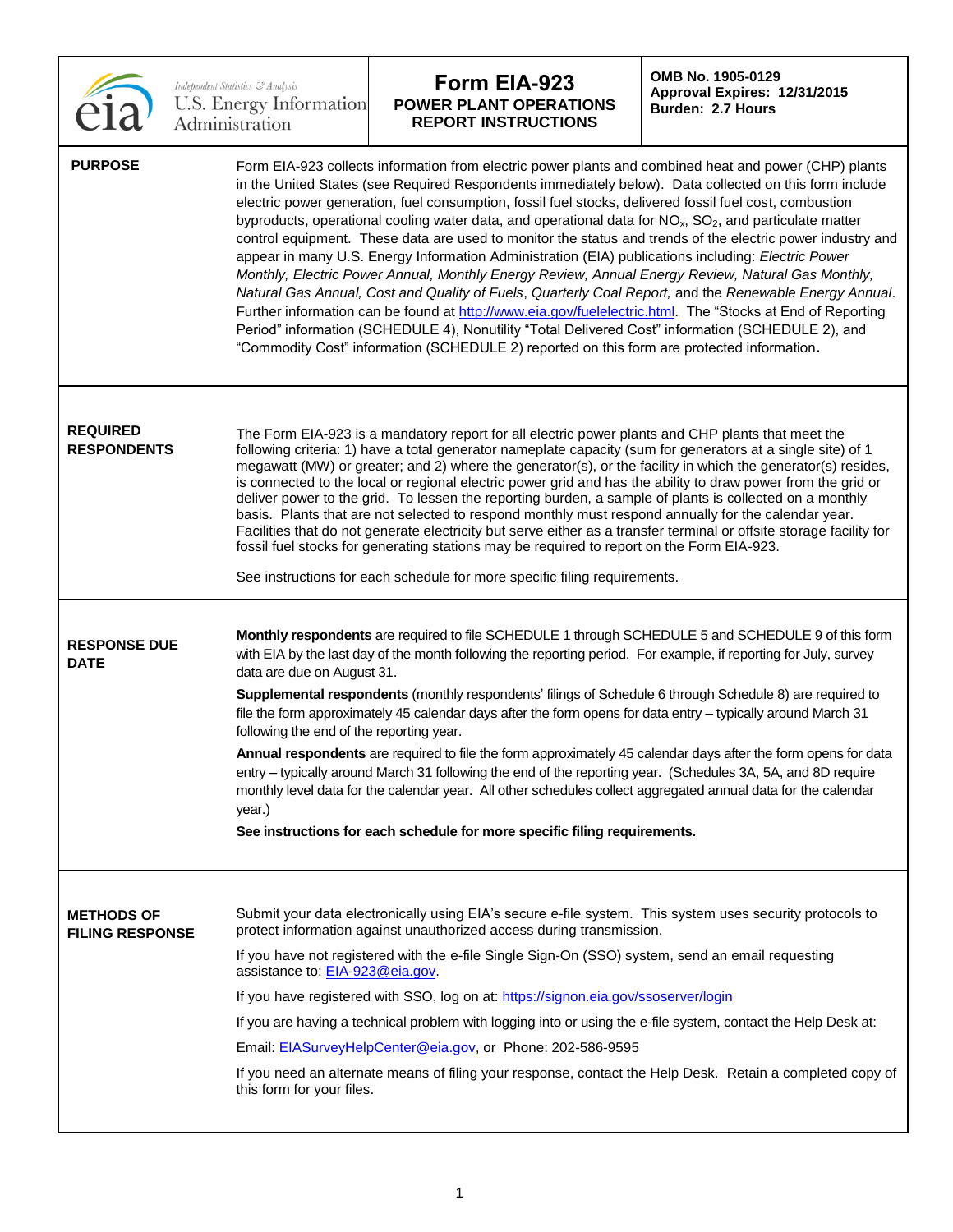Independent Statistics & Analysis
U.S. Energy Information Administration

# Form EIA-923
## POWER PLANT OPERATIONS REPORT INSTRUCTIONS

**OMB No. 1905-0129**
**Approval Expires: 12/31/2015**
**Burden: 2.7 Hours**

### PURPOSE

Form EIA-923 collects information from electric power plants and combined heat and power (CHP) plants in the United States (see Required Respondents immediately below). Data collected on this form include electric power generation, fuel consumption, fossil fuel stocks, delivered fossil fuel cost, combustion byproducts, operational cooling water data, and operational data for $NO_x$, $SO_2$, and particulate matter control equipment. These data are used to monitor the status and trends of the electric power industry and appear in many U.S. Energy Information Administration (EIA) publications including: *Electric Power Monthly, Electric Power Annual, Monthly Energy Review, Annual Energy Review, Natural Gas Monthly, Natural Gas Annual, Cost and Quality of Fuels*, *Quarterly Coal Report,* and the *Renewable Energy Annual*. Further information can be found at http://www.eia.gov/fuelelectric.html. The "Stocks at End of Reporting Period" information (SCHEDULE 4), Nonutility "Total Delivered Cost" information (SCHEDULE 2), and "Commodity Cost" information (SCHEDULE 2) reported on this form are protected information**.**

### REQUIRED RESPONDENTS

The Form EIA-923 is a mandatory report for all electric power plants and CHP plants that meet the following criteria: 1) have a total generator nameplate capacity (sum for generators at a single site) of 1 megawatt (MW) or greater; and 2) where the generator(s), or the facility in which the generator(s) resides, is connected to the local or regional electric power grid and has the ability to draw power from the grid or deliver power to the grid. To lessen the reporting burden, a sample of plants is collected on a monthly basis. Plants that are not selected to respond monthly must respond annually for the calendar year. Facilities that do not generate electricity but serve either as a transfer terminal or offsite storage facility for fossil fuel stocks for generating stations may be required to report on the Form EIA-923.

See instructions for each schedule for more specific filing requirements.

### RESPONSE DUE DATE

**Monthly respondents** are required to file SCHEDULE 1 through SCHEDULE 5 and SCHEDULE 9 of this form with EIA by the last day of the month following the reporting period. For example, if reporting for July, survey data are due on August 31.

**Supplemental respondents** (monthly respondents' filings of Schedule 6 through Schedule 8) are required to file the form approximately 45 calendar days after the form opens for data entry – typically around March 31 following the end of the reporting year.

**Annual respondents** are required to file the form approximately 45 calendar days after the form opens for data entry – typically around March 31 following the end of the reporting year. (Schedules 3A, 5A, and 8D require monthly level data for the calendar year. All other schedules collect aggregated annual data for the calendar year.)

**See instructions for each schedule for more specific filing requirements.**

### METHODS OF FILING RESPONSE

Submit your data electronically using EIA's secure e-file system. This system uses security protocols to protect information against unauthorized access during transmission.

If you have not registered with the e-file Single Sign-On (SSO) system, send an email requesting assistance to: EIA-923@eia.gov.

If you have registered with SSO, log on at: https://signon.eia.gov/ssoserver/login

If you are having a technical problem with logging into or using the e-file system, contact the Help Desk at:

Email: EIASurveyHelpCenter@eia.gov, or Phone: 202-586-9595

If you need an alternate means of filing your response, contact the Help Desk. Retain a completed copy of this form for your files.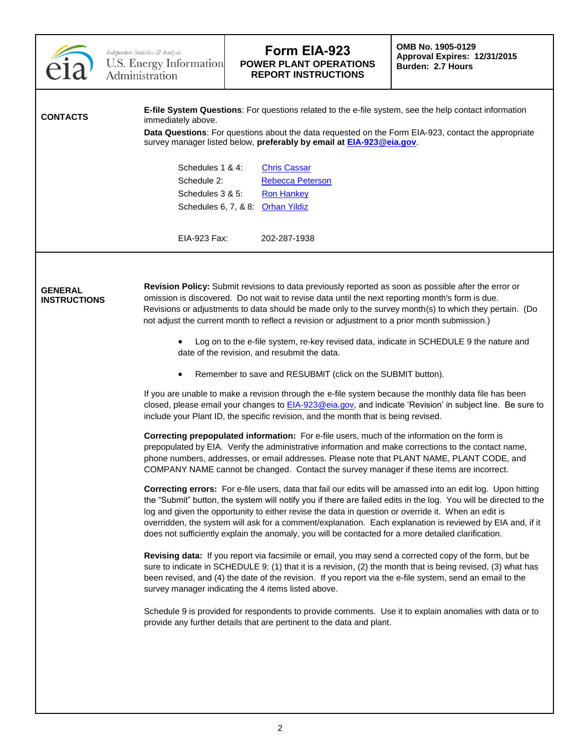# Form EIA-923
## POWER PLANT OPERATIONS REPORT INSTRUCTIONS

OMB No. 1905-0129
Approval Expires: 12/31/2015
Burden: 2.7 Hours

## CONTACTS

**E-file System Questions**: For questions related to the e-file system, see the help contact information immediately above.

**Data Questions**: For questions about the data requested on the Form EIA-923, contact the appropriate survey manager listed below, **preferably by email at EIA-923@eia.gov**.

| | |
|---|---|
| Schedules 1 & 4: | Chris Cassar |
| Schedule 2: | Rebecca Peterson |
| Schedules 3 & 5: | Ron Hankey |
| Schedules 6, 7, & 8: | Orhan Yildiz |

EIA-923 Fax: 202-287-1938

## GENERAL INSTRUCTIONS

**Revision Policy:** Submit revisions to data previously reported as soon as possible after the error or omission is discovered. Do not wait to revise data until the next reporting month's form is due. Revisions or adjustments to data should be made only to the survey month(s) to which they pertain. (Do not adjust the current month to reflect a revision or adjustment to a prior month submission.)

- Log on to the e-file system, re-key revised data, indicate in SCHEDULE 9 the nature and date of the revision, and resubmit the data.
- Remember to save and RESUBMIT (click on the SUBMIT button).

If you are unable to make a revision through the e-file system because the monthly data file has been closed, please email your changes to EIA-923@eia.gov, and indicate 'Revision' in subject line. Be sure to include your Plant ID, the specific revision, and the month that is being revised.

**Correcting prepopulated information:** For e-file users, much of the information on the form is prepopulated by EIA. Verify the administrative information and make corrections to the contact name, phone numbers, addresses, or email addresses. Please note that PLANT NAME, PLANT CODE, and COMPANY NAME cannot be changed. Contact the survey manager if these items are incorrect.

**Correcting errors:** For e-file users, data that fail our edits will be amassed into an edit log. Upon hitting the "Submit" button, the system will notify you if there are failed edits in the log. You will be directed to the log and given the opportunity to either revise the data in question or override it. When an edit is overridden, the system will ask for a comment/explanation. Each explanation is reviewed by EIA and, if it does not sufficiently explain the anomaly, you will be contacted for a more detailed clarification.

**Revising data:** If you report via facsimile or email, you may send a corrected copy of the form, but be sure to indicate in SCHEDULE 9: (1) that it is a revision, (2) the month that is being revised, (3) what has been revised, and (4) the date of the revision. If you report via the e-file system, send an email to the survey manager indicating the 4 items listed above.

Schedule 9 is provided for respondents to provide comments. Use it to explain anomalies with data or to provide any further details that are pertinent to the data and plant.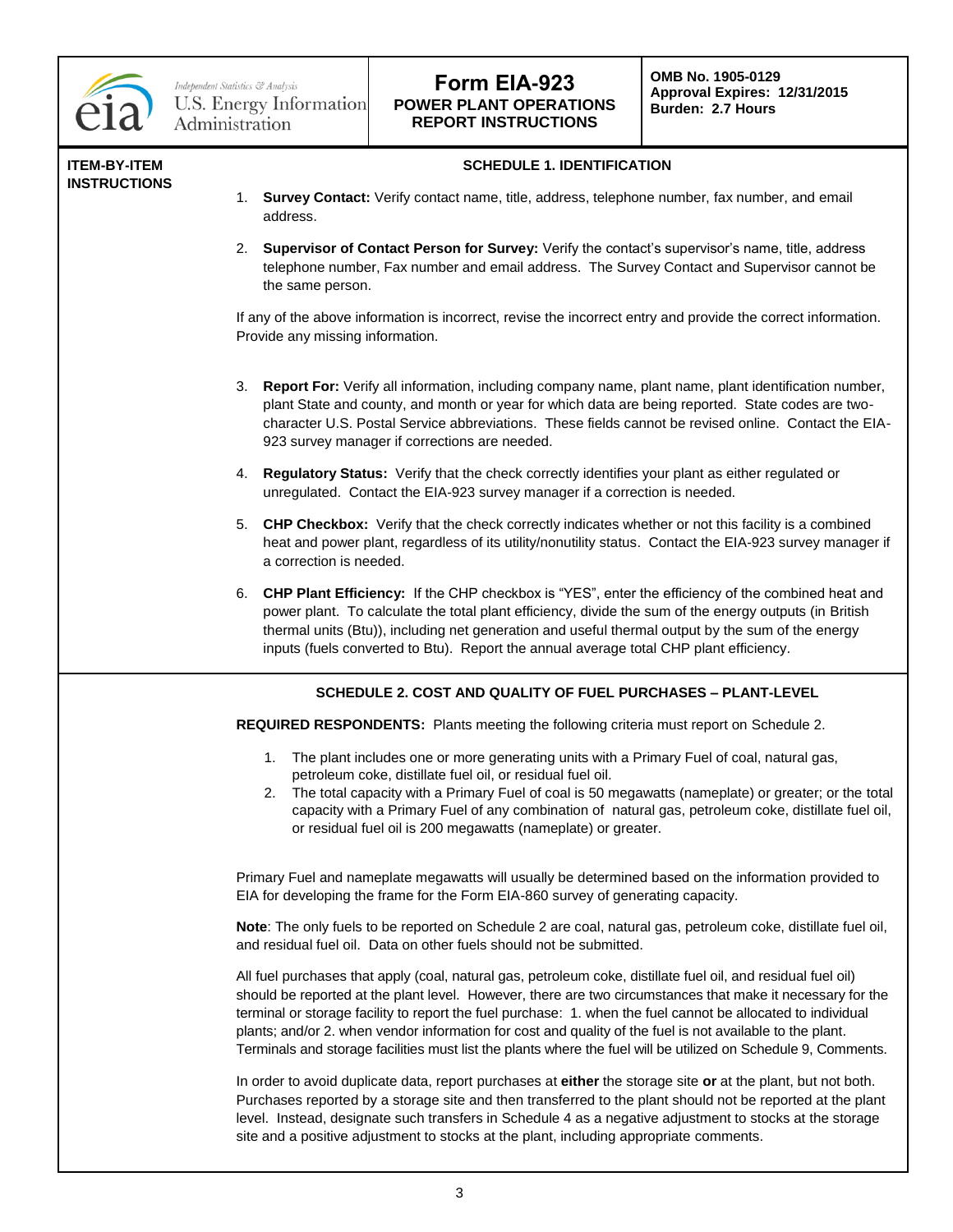**Form EIA-923**
**POWER PLANT OPERATIONS REPORT INSTRUCTIONS**

**OMB No. 1905-0129**
**Approval Expires: 12/31/2015**
**Burden: 2.7 Hours**

**ITEM-BY-ITEM INSTRUCTIONS**

## SCHEDULE 1. IDENTIFICATION

1. **Survey Contact:** Verify contact name, title, address, telephone number, fax number, and email address.

2. **Supervisor of Contact Person for Survey:** Verify the contact's supervisor's name, title, address telephone number, Fax number and email address. The Survey Contact and Supervisor cannot be the same person.

If any of the above information is incorrect, revise the incorrect entry and provide the correct information. Provide any missing information.

3. **Report For:** Verify all information, including company name, plant name, plant identification number, plant State and county, and month or year for which data are being reported. State codes are two-character U.S. Postal Service abbreviations. These fields cannot be revised online. Contact the EIA-923 survey manager if corrections are needed.

4. **Regulatory Status:** Verify that the check correctly identifies your plant as either regulated or unregulated. Contact the EIA-923 survey manager if a correction is needed.

5. **CHP Checkbox:** Verify that the check correctly indicates whether or not this facility is a combined heat and power plant, regardless of its utility/nonutility status. Contact the EIA-923 survey manager if a correction is needed.

6. **CHP Plant Efficiency:** If the CHP checkbox is "YES", enter the efficiency of the combined heat and power plant. To calculate the total plant efficiency, divide the sum of the energy outputs (in British thermal units (Btu)), including net generation and useful thermal output by the sum of the energy inputs (fuels converted to Btu). Report the annual average total CHP plant efficiency.

## SCHEDULE 2. COST AND QUALITY OF FUEL PURCHASES – PLANT-LEVEL

**REQUIRED RESPONDENTS:** Plants meeting the following criteria must report on Schedule 2.

1. The plant includes one or more generating units with a Primary Fuel of coal, natural gas, petroleum coke, distillate fuel oil, or residual fuel oil.
2. The total capacity with a Primary Fuel of coal is 50 megawatts (nameplate) or greater; or the total capacity with a Primary Fuel of any combination of natural gas, petroleum coke, distillate fuel oil, or residual fuel oil is 200 megawatts (nameplate) or greater.

Primary Fuel and nameplate megawatts will usually be determined based on the information provided to EIA for developing the frame for the Form EIA-860 survey of generating capacity.

**Note**: The only fuels to be reported on Schedule 2 are coal, natural gas, petroleum coke, distillate fuel oil, and residual fuel oil. Data on other fuels should not be submitted.

All fuel purchases that apply (coal, natural gas, petroleum coke, distillate fuel oil, and residual fuel oil) should be reported at the plant level. However, there are two circumstances that make it necessary for the terminal or storage facility to report the fuel purchase: 1. when the fuel cannot be allocated to individual plants; and/or 2. when vendor information for cost and quality of the fuel is not available to the plant. Terminals and storage facilities must list the plants where the fuel will be utilized on Schedule 9, Comments.

In order to avoid duplicate data, report purchases at **either** the storage site **or** at the plant, but not both. Purchases reported by a storage site and then transferred to the plant should not be reported at the plant level. Instead, designate such transfers in Schedule 4 as a negative adjustment to stocks at the storage site and a positive adjustment to stocks at the plant, including appropriate comments.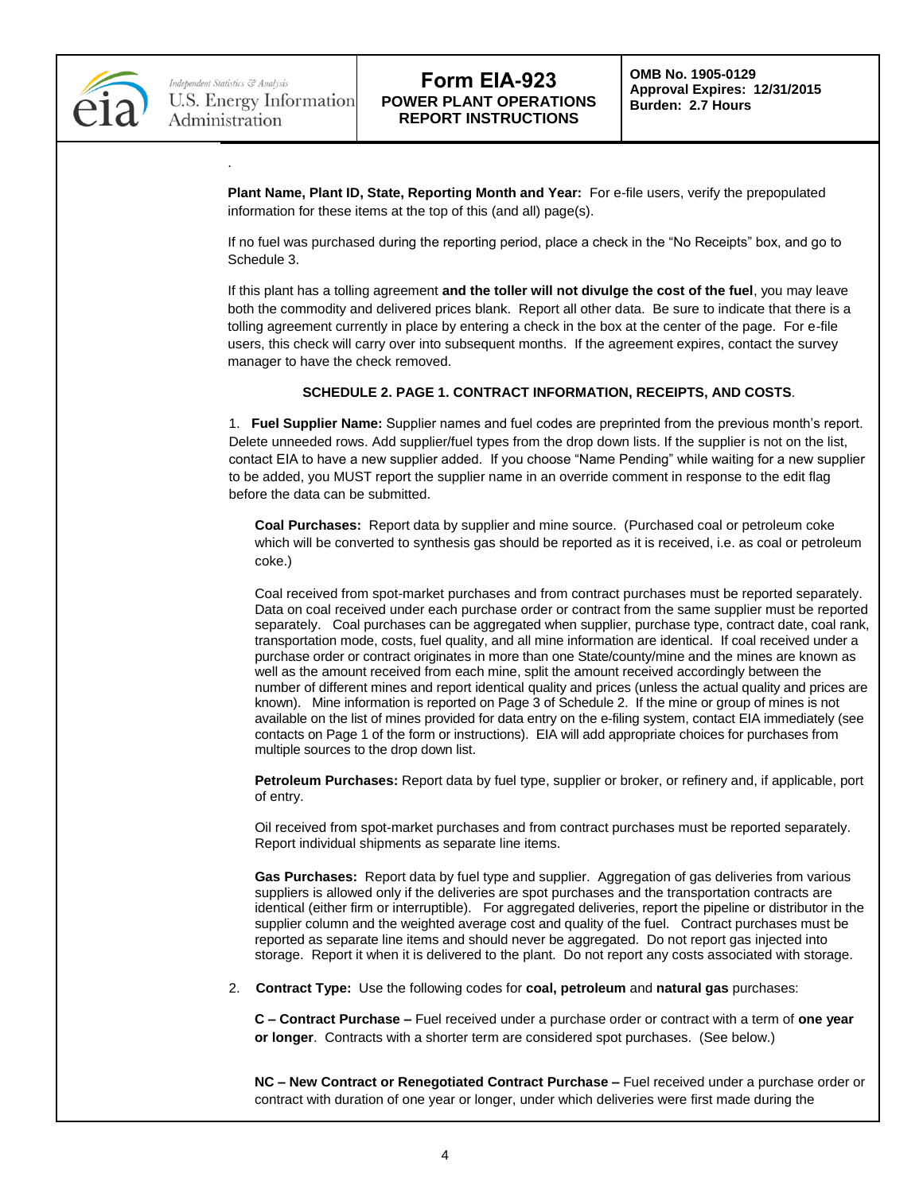**Plant Name, Plant ID, State, Reporting Month and Year:** For e-file users, verify the prepopulated information for these items at the top of this (and all) page(s).

If no fuel was purchased during the reporting period, place a check in the "No Receipts" box, and go to Schedule 3.

If this plant has a tolling agreement **and the toller will not divulge the cost of the fuel**, you may leave both the commodity and delivered prices blank. Report all other data. Be sure to indicate that there is a tolling agreement currently in place by entering a check in the box at the center of the page. For e-file users, this check will carry over into subsequent months. If the agreement expires, contact the survey manager to have the check removed.

**SCHEDULE 2. PAGE 1. CONTRACT INFORMATION, RECEIPTS, AND COSTS**.

1. **Fuel Supplier Name:** Supplier names and fuel codes are preprinted from the previous month's report. Delete unneeded rows. Add supplier/fuel types from the drop down lists. If the supplier is not on the list, contact EIA to have a new supplier added. If you choose "Name Pending" while waiting for a new supplier to be added, you MUST report the supplier name in an override comment in response to the edit flag before the data can be submitted.

   **Coal Purchases:** Report data by supplier and mine source. (Purchased coal or petroleum coke which will be converted to synthesis gas should be reported as it is received, i.e. as coal or petroleum coke.)

   Coal received from spot-market purchases and from contract purchases must be reported separately. Data on coal received under each purchase order or contract from the same supplier must be reported separately. Coal purchases can be aggregated when supplier, purchase type, contract date, coal rank, transportation mode, costs, fuel quality, and all mine information are identical. If coal received under a purchase order or contract originates in more than one State/county/mine and the mines are known as well as the amount received from each mine, split the amount received accordingly between the number of different mines and report identical quality and prices (unless the actual quality and prices are known). Mine information is reported on Page 3 of Schedule 2. If the mine or group of mines is not available on the list of mines provided for data entry on the e-filing system, contact EIA immediately (see contacts on Page 1 of the form or instructions). EIA will add appropriate choices for purchases from multiple sources to the drop down list.

   **Petroleum Purchases:** Report data by fuel type, supplier or broker, or refinery and, if applicable, port of entry.

   Oil received from spot-market purchases and from contract purchases must be reported separately. Report individual shipments as separate line items.

   **Gas Purchases:** Report data by fuel type and supplier. Aggregation of gas deliveries from various suppliers is allowed only if the deliveries are spot purchases and the transportation contracts are identical (either firm or interruptible). For aggregated deliveries, report the pipeline or distributor in the supplier column and the weighted average cost and quality of the fuel. Contract purchases must be reported as separate line items and should never be aggregated. Do not report gas injected into storage. Report it when it is delivered to the plant. Do not report any costs associated with storage.

2. **Contract Type:** Use the following codes for **coal, petroleum** and **natural gas** purchases:

   **C – Contract Purchase –** Fuel received under a purchase order or contract with a term of **one year or longer**. Contracts with a shorter term are considered spot purchases. (See below.)

   **NC – New Contract or Renegotiated Contract Purchase –** Fuel received under a purchase order or contract with duration of one year or longer, under which deliveries were first made during the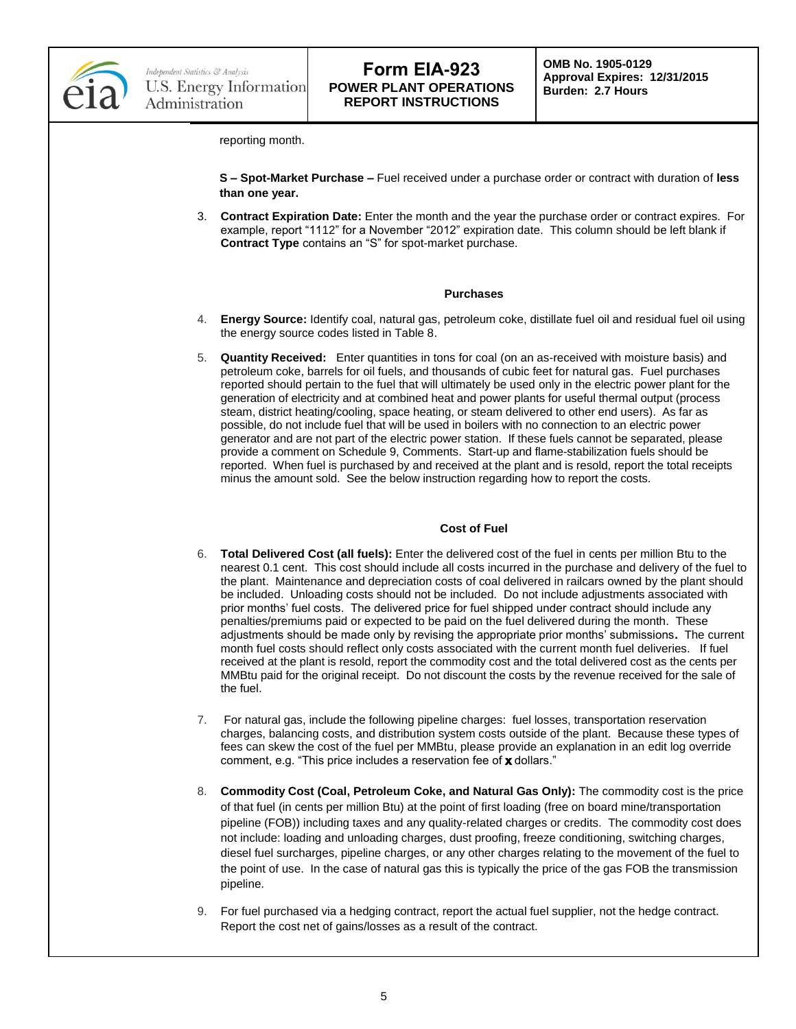reporting month.

**S – Spot-Market Purchase –** Fuel received under a purchase order or contract with duration of **less than one year.**

3. **Contract Expiration Date:** Enter the month and the year the purchase order or contract expires. For example, report "1112" for a November "2012" expiration date. This column should be left blank if **Contract Type** contains an "S" for spot-market purchase.

### Purchases

4. **Energy Source:** Identify coal, natural gas, petroleum coke, distillate fuel oil and residual fuel oil using the energy source codes listed in Table 8.

5. **Quantity Received:** Enter quantities in tons for coal (on an as-received with moisture basis) and petroleum coke, barrels for oil fuels, and thousands of cubic feet for natural gas. Fuel purchases reported should pertain to the fuel that will ultimately be used only in the electric power plant for the generation of electricity and at combined heat and power plants for useful thermal output (process steam, district heating/cooling, space heating, or steam delivered to other end users). As far as possible, do not include fuel that will be used in boilers with no connection to an electric power generator and are not part of the electric power station. If these fuels cannot be separated, please provide a comment on Schedule 9, Comments. Start-up and flame-stabilization fuels should be reported. When fuel is purchased by and received at the plant and is resold, report the total receipts minus the amount sold. See the below instruction regarding how to report the costs.

### Cost of Fuel

6. **Total Delivered Cost (all fuels):** Enter the delivered cost of the fuel in cents per million Btu to the nearest 0.1 cent. This cost should include all costs incurred in the purchase and delivery of the fuel to the plant. Maintenance and depreciation costs of coal delivered in railcars owned by the plant should be included. Unloading costs should not be included. Do not include adjustments associated with prior months' fuel costs. The delivered price for fuel shipped under contract should include any penalties/premiums paid or expected to be paid on the fuel delivered during the month. These adjustments should be made only by revising the appropriate prior months' submissions**.** The current month fuel costs should reflect only costs associated with the current month fuel deliveries. If fuel received at the plant is resold, report the commodity cost and the total delivered cost as the cents per MMBtu paid for the original receipt. Do not discount the costs by the revenue received for the sale of the fuel.

7. For natural gas, include the following pipeline charges: fuel losses, transportation reservation charges, balancing costs, and distribution system costs outside of the plant. Because these types of fees can skew the cost of the fuel per MMBtu, please provide an explanation in an edit log override comment, e.g. "This price includes a reservation fee of **x** dollars."

8. **Commodity Cost (Coal, Petroleum Coke, and Natural Gas Only):** The commodity cost is the price of that fuel (in cents per million Btu) at the point of first loading (free on board mine/transportation pipeline (FOB)) including taxes and any quality-related charges or credits. The commodity cost does not include: loading and unloading charges, dust proofing, freeze conditioning, switching charges, diesel fuel surcharges, pipeline charges, or any other charges relating to the movement of the fuel to the point of use. In the case of natural gas this is typically the price of the gas FOB the transmission pipeline.

9. For fuel purchased via a hedging contract, report the actual fuel supplier, not the hedge contract. Report the cost net of gains/losses as a result of the contract.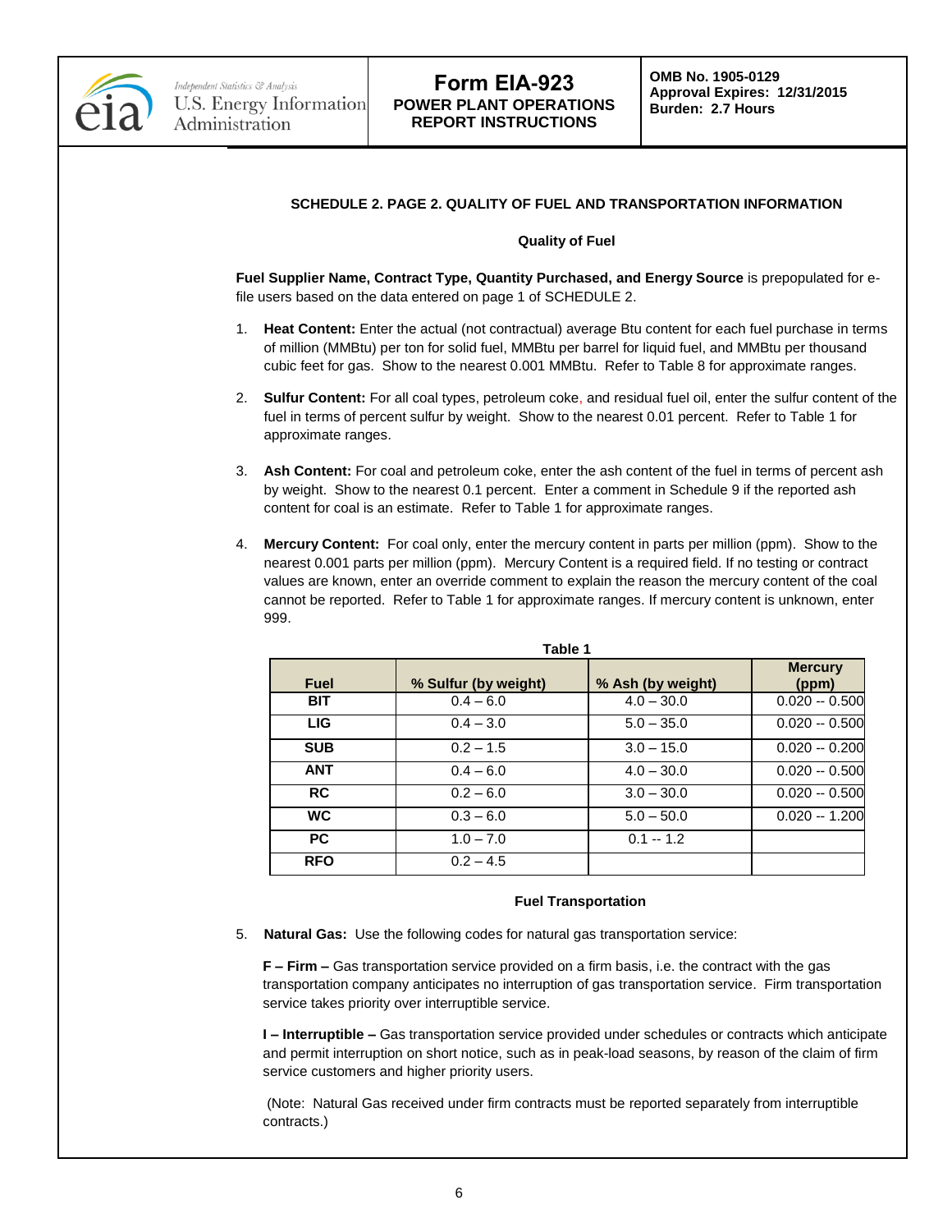### SCHEDULE 2. PAGE 2. QUALITY OF FUEL AND TRANSPORTATION INFORMATION

#### Quality of Fuel

**Fuel Supplier Name, Contract Type, Quantity Purchased, and Energy Source** is prepopulated for e-file users based on the data entered on page 1 of SCHEDULE 2.

1. **Heat Content:** Enter the actual (not contractual) average Btu content for each fuel purchase in terms of million (MMBtu) per ton for solid fuel, MMBtu per barrel for liquid fuel, and MMBtu per thousand cubic feet for gas. Show to the nearest 0.001 MMBtu. Refer to Table 8 for approximate ranges.

2. **Sulfur Content:** For all coal types, petroleum coke, and residual fuel oil, enter the sulfur content of the fuel in terms of percent sulfur by weight. Show to the nearest 0.01 percent. Refer to Table 1 for approximate ranges.

3. **Ash Content:** For coal and petroleum coke, enter the ash content of the fuel in terms of percent ash by weight. Show to the nearest 0.1 percent. Enter a comment in Schedule 9 if the reported ash content for coal is an estimate. Refer to Table 1 for approximate ranges.

4. **Mercury Content:** For coal only, enter the mercury content in parts per million (ppm). Show to the nearest 0.001 parts per million (ppm). Mercury Content is a required field. If no testing or contract values are known, enter an override comment to explain the reason the mercury content of the coal cannot be reported. Refer to Table 1 for approximate ranges. If mercury content is unknown, enter 999.

**Table 1**

| Fuel | % Sulfur (by weight) | % Ash (by weight) | Mercury (ppm) |
|---|---|---|---|
| BIT | 0.4 – 6.0 | 4.0 – 30.0 | 0.020 -- 0.500 |
| LIG | 0.4 – 3.0 | 5.0 – 35.0 | 0.020 -- 0.500 |
| SUB | 0.2 – 1.5 | 3.0 – 15.0 | 0.020 -- 0.200 |
| ANT | 0.4 – 6.0 | 4.0 – 30.0 | 0.020 -- 0.500 |
| RC | 0.2 – 6.0 | 3.0 – 30.0 | 0.020 -- 0.500 |
| WC | 0.3 – 6.0 | 5.0 – 50.0 | 0.020 -- 1.200 |
| PC | 1.0 – 7.0 | 0.1 -- 1.2 | |
| RFO | 0.2 – 4.5 | | |

#### Fuel Transportation

5. **Natural Gas:** Use the following codes for natural gas transportation service:

   **F – Firm –** Gas transportation service provided on a firm basis, i.e. the contract with the gas transportation company anticipates no interruption of gas transportation service. Firm transportation service takes priority over interruptible service.

   **I – Interruptible –** Gas transportation service provided under schedules or contracts which anticipate and permit interruption on short notice, such as in peak-load seasons, by reason of the claim of firm service customers and higher priority users.

   (Note: Natural Gas received under firm contracts must be reported separately from interruptible contracts.)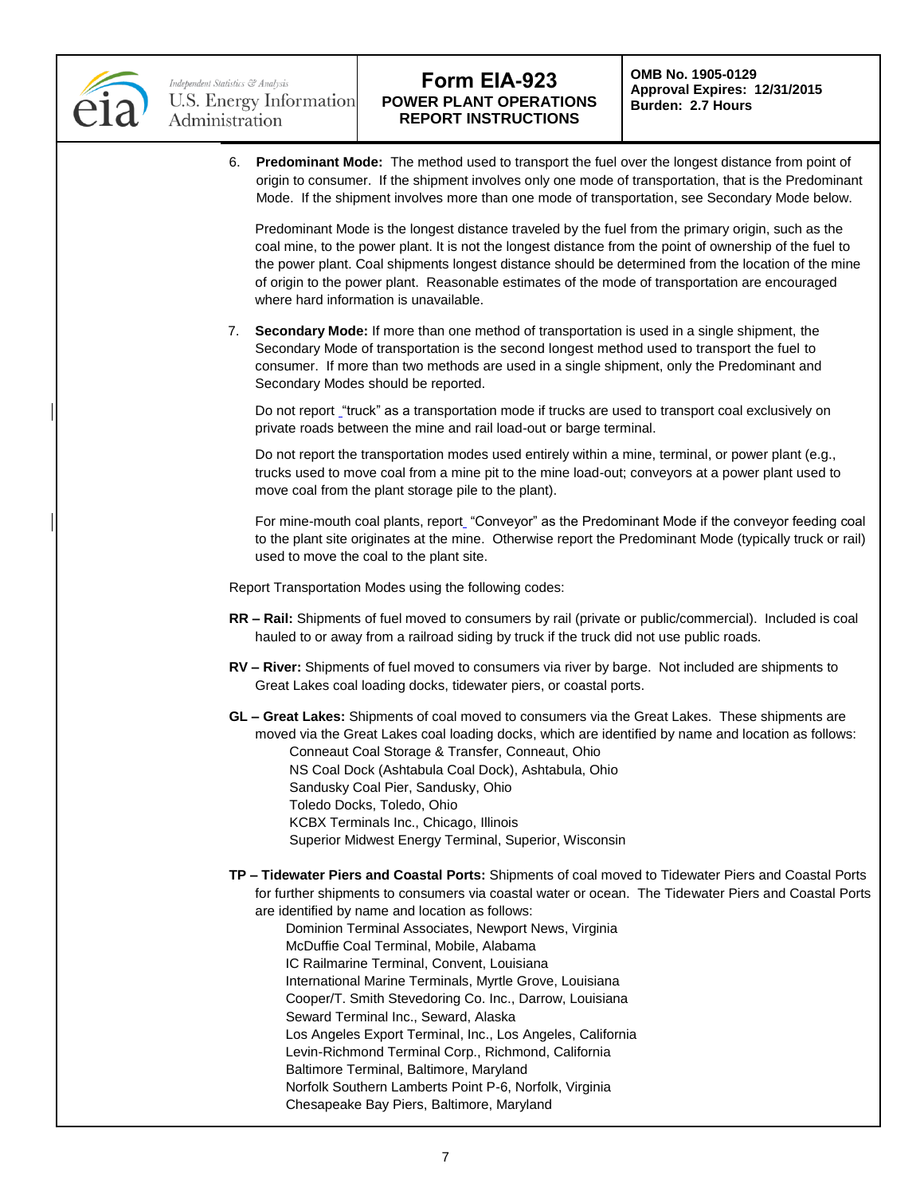6. **Predominant Mode:** The method used to transport the fuel over the longest distance from point of origin to consumer. If the shipment involves only one mode of transportation, that is the Predominant Mode. If the shipment involves more than one mode of transportation, see Secondary Mode below.

   Predominant Mode is the longest distance traveled by the fuel from the primary origin, such as the coal mine, to the power plant. It is not the longest distance from the point of ownership of the fuel to the power plant. Coal shipments longest distance should be determined from the location of the mine of origin to the power plant. Reasonable estimates of the mode of transportation are encouraged where hard information is unavailable.

7. **Secondary Mode:** If more than one method of transportation is used in a single shipment, the Secondary Mode of transportation is the second longest method used to transport the fuel to consumer. If more than two methods are used in a single shipment, only the Predominant and Secondary Modes should be reported.

   Do not report "truck" as a transportation mode if trucks are used to transport coal exclusively on private roads between the mine and rail load-out or barge terminal.

   Do not report the transportation modes used entirely within a mine, terminal, or power plant (e.g., trucks used to move coal from a mine pit to the mine load-out; conveyors at a power plant used to move coal from the plant storage pile to the plant).

   For mine-mouth coal plants, report "Conveyor" as the Predominant Mode if the conveyor feeding coal to the plant site originates at the mine. Otherwise report the Predominant Mode (typically truck or rail) used to move the coal to the plant site.

Report Transportation Modes using the following codes:

**RR – Rail:** Shipments of fuel moved to consumers by rail (private or public/commercial). Included is coal hauled to or away from a railroad siding by truck if the truck did not use public roads.

**RV – River:** Shipments of fuel moved to consumers via river by barge. Not included are shipments to Great Lakes coal loading docks, tidewater piers, or coastal ports.

**GL – Great Lakes:** Shipments of coal moved to consumers via the Great Lakes. These shipments are moved via the Great Lakes coal loading docks, which are identified by name and location as follows:

- Conneaut Coal Storage & Transfer, Conneaut, Ohio
- NS Coal Dock (Ashtabula Coal Dock), Ashtabula, Ohio
- Sandusky Coal Pier, Sandusky, Ohio
- Toledo Docks, Toledo, Ohio
- KCBX Terminals Inc., Chicago, Illinois
- Superior Midwest Energy Terminal, Superior, Wisconsin

**TP – Tidewater Piers and Coastal Ports:** Shipments of coal moved to Tidewater Piers and Coastal Ports for further shipments to consumers via coastal water or ocean. The Tidewater Piers and Coastal Ports are identified by name and location as follows:

- Dominion Terminal Associates, Newport News, Virginia
- McDuffie Coal Terminal, Mobile, Alabama
- IC Railmarine Terminal, Convent, Louisiana
- International Marine Terminals, Myrtle Grove, Louisiana
- Cooper/T. Smith Stevedoring Co. Inc., Darrow, Louisiana
- Seward Terminal Inc., Seward, Alaska
- Los Angeles Export Terminal, Inc., Los Angeles, California
- Levin-Richmond Terminal Corp., Richmond, California
- Baltimore Terminal, Baltimore, Maryland
- Norfolk Southern Lamberts Point P-6, Norfolk, Virginia
- Chesapeake Bay Piers, Baltimore, Maryland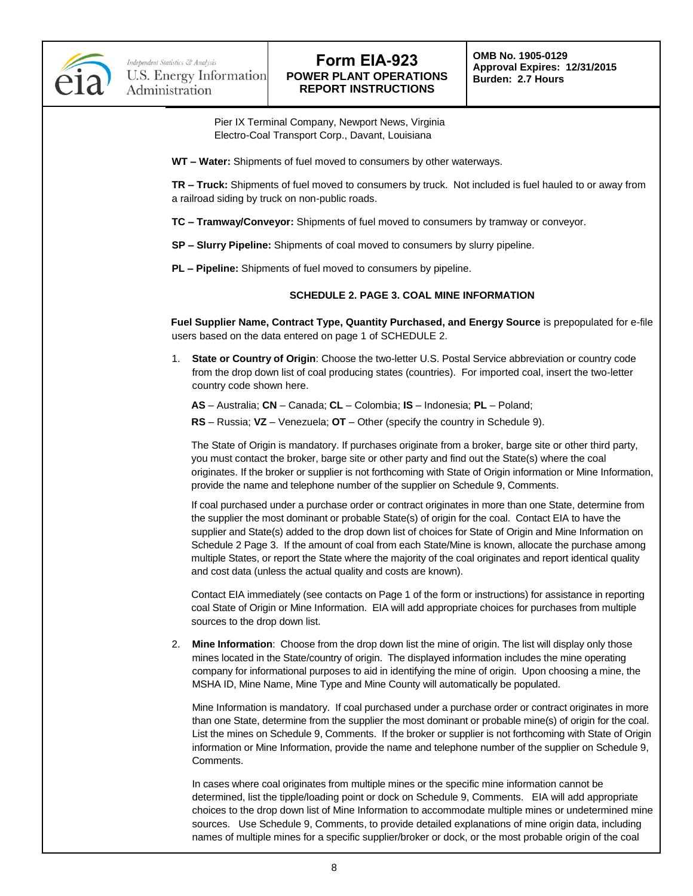Pier IX Terminal Company, Newport News, Virginia
Electro-Coal Transport Corp., Davant, Louisiana

**WT – Water:** Shipments of fuel moved to consumers by other waterways.

**TR – Truck:** Shipments of fuel moved to consumers by truck. Not included is fuel hauled to or away from a railroad siding by truck on non-public roads.

**TC – Tramway/Conveyor:** Shipments of fuel moved to consumers by tramway or conveyor.

**SP – Slurry Pipeline:** Shipments of coal moved to consumers by slurry pipeline.

**PL – Pipeline:** Shipments of fuel moved to consumers by pipeline.

### SCHEDULE 2. PAGE 3. COAL MINE INFORMATION

**Fuel Supplier Name, Contract Type, Quantity Purchased, and Energy Source** is prepopulated for e-file users based on the data entered on page 1 of SCHEDULE 2.

1. **State or Country of Origin**: Choose the two-letter U.S. Postal Service abbreviation or country code from the drop down list of coal producing states (countries). For imported coal, insert the two-letter country code shown here.

   **AS** – Australia; **CN** – Canada; **CL** – Colombia; **IS** – Indonesia; **PL** – Poland;

   **RS** – Russia; **VZ** – Venezuela; **OT** – Other (specify the country in Schedule 9).

   The State of Origin is mandatory. If purchases originate from a broker, barge site or other third party, you must contact the broker, barge site or other party and find out the State(s) where the coal originates. If the broker or supplier is not forthcoming with State of Origin information or Mine Information, provide the name and telephone number of the supplier on Schedule 9, Comments.

   If coal purchased under a purchase order or contract originates in more than one State, determine from the supplier the most dominant or probable State(s) of origin for the coal. Contact EIA to have the supplier and State(s) added to the drop down list of choices for State of Origin and Mine Information on Schedule 2 Page 3. If the amount of coal from each State/Mine is known, allocate the purchase among multiple States, or report the State where the majority of the coal originates and report identical quality and cost data (unless the actual quality and costs are known).

   Contact EIA immediately (see contacts on Page 1 of the form or instructions) for assistance in reporting coal State of Origin or Mine Information. EIA will add appropriate choices for purchases from multiple sources to the drop down list.

2. **Mine Information**: Choose from the drop down list the mine of origin. The list will display only those mines located in the State/country of origin. The displayed information includes the mine operating company for informational purposes to aid in identifying the mine of origin. Upon choosing a mine, the MSHA ID, Mine Name, Mine Type and Mine County will automatically be populated.

   Mine Information is mandatory. If coal purchased under a purchase order or contract originates in more than one State, determine from the supplier the most dominant or probable mine(s) of origin for the coal. List the mines on Schedule 9, Comments. If the broker or supplier is not forthcoming with State of Origin information or Mine Information, provide the name and telephone number of the supplier on Schedule 9, Comments.

   In cases where coal originates from multiple mines or the specific mine information cannot be determined, list the tipple/loading point or dock on Schedule 9, Comments. EIA will add appropriate choices to the drop down list of Mine Information to accommodate multiple mines or undetermined mine sources. Use Schedule 9, Comments, to provide detailed explanations of mine origin data, including names of multiple mines for a specific supplier/broker or dock, or the most probable origin of the coal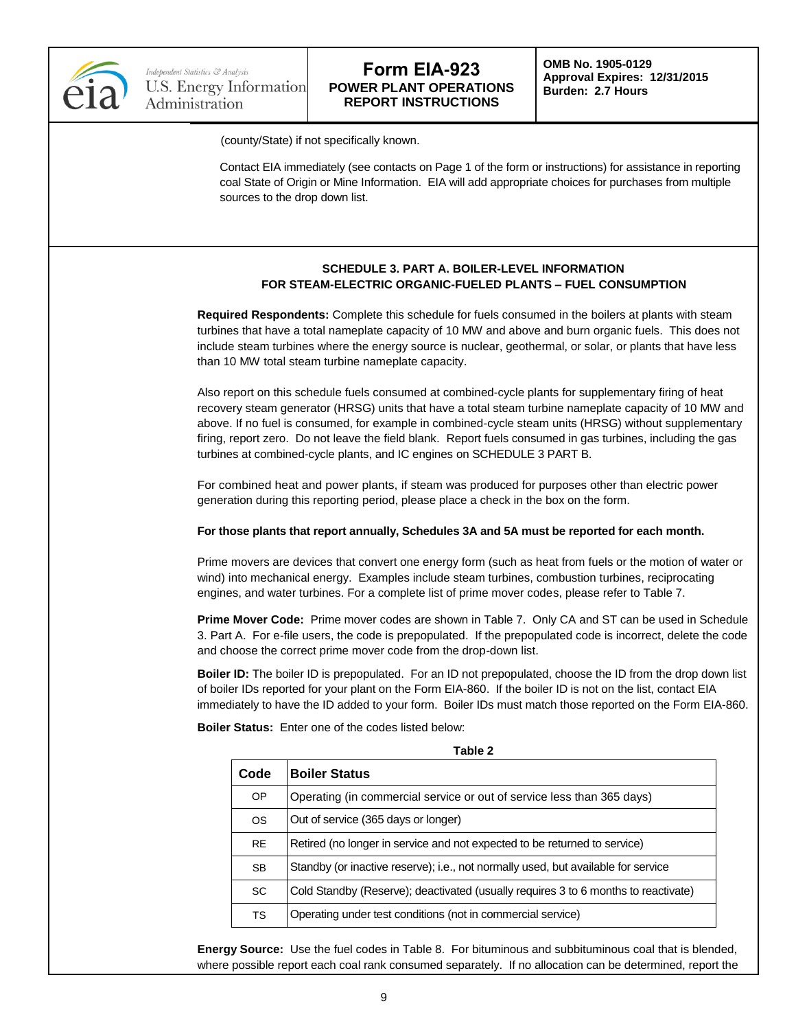(county/State) if not specifically known.

Contact EIA immediately (see contacts on Page 1 of the form or instructions) for assistance in reporting coal State of Origin or Mine Information. EIA will add appropriate choices for purchases from multiple sources to the drop down list.

## SCHEDULE 3. PART A. BOILER-LEVEL INFORMATION FOR STEAM-ELECTRIC ORGANIC-FUELED PLANTS – FUEL CONSUMPTION

**Required Respondents:** Complete this schedule for fuels consumed in the boilers at plants with steam turbines that have a total nameplate capacity of 10 MW and above and burn organic fuels. This does not include steam turbines where the energy source is nuclear, geothermal, or solar, or plants that have less than 10 MW total steam turbine nameplate capacity.

Also report on this schedule fuels consumed at combined-cycle plants for supplementary firing of heat recovery steam generator (HRSG) units that have a total steam turbine nameplate capacity of 10 MW and above. If no fuel is consumed, for example in combined-cycle steam units (HRSG) without supplementary firing, report zero. Do not leave the field blank. Report fuels consumed in gas turbines, including the gas turbines at combined-cycle plants, and IC engines on SCHEDULE 3 PART B.

For combined heat and power plants, if steam was produced for purposes other than electric power generation during this reporting period, please place a check in the box on the form.

**For those plants that report annually, Schedules 3A and 5A must be reported for each month.**

Prime movers are devices that convert one energy form (such as heat from fuels or the motion of water or wind) into mechanical energy. Examples include steam turbines, combustion turbines, reciprocating engines, and water turbines. For a complete list of prime mover codes, please refer to Table 7.

**Prime Mover Code:** Prime mover codes are shown in Table 7. Only CA and ST can be used in Schedule 3. Part A. For e-file users, the code is prepopulated. If the prepopulated code is incorrect, delete the code and choose the correct prime mover code from the drop-down list.

**Boiler ID:** The boiler ID is prepopulated. For an ID not prepopulated, choose the ID from the drop down list of boiler IDs reported for your plant on the Form EIA-860. If the boiler ID is not on the list, contact EIA immediately to have the ID added to your form. Boiler IDs must match those reported on the Form EIA-860.

**Boiler Status:** Enter one of the codes listed below:

**Table 2**

| Code | Boiler Status |
|---|---|
| OP | Operating (in commercial service or out of service less than 365 days) |
| OS | Out of service (365 days or longer) |
| RE | Retired (no longer in service and not expected to be returned to service) |
| SB | Standby (or inactive reserve); i.e., not normally used, but available for service |
| SC | Cold Standby (Reserve); deactivated (usually requires 3 to 6 months to reactivate) |
| TS | Operating under test conditions (not in commercial service) |

**Energy Source:** Use the fuel codes in Table 8. For bituminous and subbituminous coal that is blended, where possible report each coal rank consumed separately. If no allocation can be determined, report the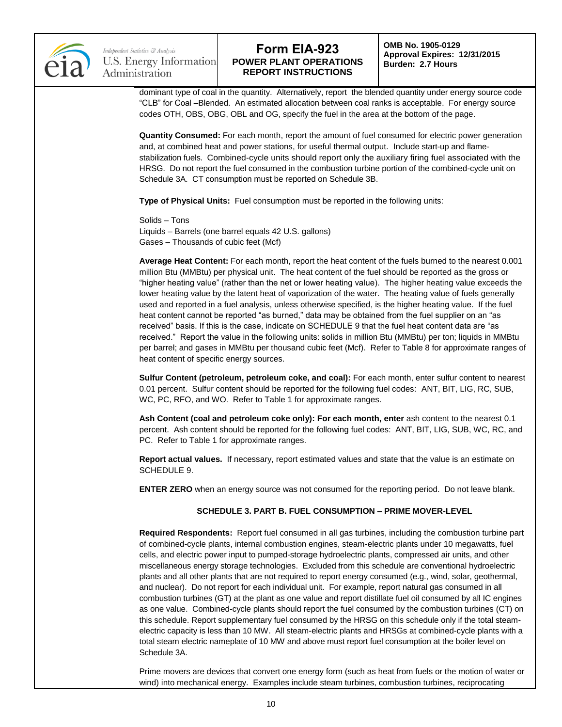dominant type of coal in the quantity. Alternatively, report the blended quantity under energy source code "CLB" for Coal –Blended. An estimated allocation between coal ranks is acceptable. For energy source codes OTH, OBS, OBG, OBL and OG, specify the fuel in the area at the bottom of the page.

**Quantity Consumed:** For each month, report the amount of fuel consumed for electric power generation and, at combined heat and power stations, for useful thermal output. Include start-up and flame-stabilization fuels. Combined-cycle units should report only the auxiliary firing fuel associated with the HRSG. Do not report the fuel consumed in the combustion turbine portion of the combined-cycle unit on Schedule 3A. CT consumption must be reported on Schedule 3B.

**Type of Physical Units:** Fuel consumption must be reported in the following units:

Solids – Tons
Liquids – Barrels (one barrel equals 42 U.S. gallons)
Gases – Thousands of cubic feet (Mcf)

**Average Heat Content:** For each month, report the heat content of the fuels burned to the nearest 0.001 million Btu (MMBtu) per physical unit. The heat content of the fuel should be reported as the gross or "higher heating value" (rather than the net or lower heating value). The higher heating value exceeds the lower heating value by the latent heat of vaporization of the water. The heating value of fuels generally used and reported in a fuel analysis, unless otherwise specified, is the higher heating value. If the fuel heat content cannot be reported "as burned," data may be obtained from the fuel supplier on an "as received" basis. If this is the case, indicate on SCHEDULE 9 that the fuel heat content data are "as received." Report the value in the following units: solids in million Btu (MMBtu) per ton; liquids in MMBtu per barrel; and gases in MMBtu per thousand cubic feet (Mcf). Refer to Table 8 for approximate ranges of heat content of specific energy sources.

**Sulfur Content (petroleum, petroleum coke, and coal):** For each month, enter sulfur content to nearest 0.01 percent. Sulfur content should be reported for the following fuel codes: ANT, BIT, LIG, RC, SUB, WC, PC, RFO, and WO. Refer to Table 1 for approximate ranges.

**Ash Content (coal and petroleum coke only): For each month, enter** ash content to the nearest 0.1 percent. Ash content should be reported for the following fuel codes: ANT, BIT, LIG, SUB, WC, RC, and PC. Refer to Table 1 for approximate ranges.

**Report actual values.** If necessary, report estimated values and state that the value is an estimate on SCHEDULE 9.

**ENTER ZERO** when an energy source was not consumed for the reporting period. Do not leave blank.

### SCHEDULE 3. PART B. FUEL CONSUMPTION – PRIME MOVER-LEVEL

**Required Respondents:** Report fuel consumed in all gas turbines, including the combustion turbine part of combined-cycle plants, internal combustion engines, steam-electric plants under 10 megawatts, fuel cells, and electric power input to pumped-storage hydroelectric plants, compressed air units, and other miscellaneous energy storage technologies. Excluded from this schedule are conventional hydroelectric plants and all other plants that are not required to report energy consumed (e.g., wind, solar, geothermal, and nuclear). Do not report for each individual unit. For example, report natural gas consumed in all combustion turbines (GT) at the plant as one value and report distillate fuel oil consumed by all IC engines as one value. Combined-cycle plants should report the fuel consumed by the combustion turbines (CT) on this schedule. Report supplementary fuel consumed by the HRSG on this schedule only if the total steam-electric capacity is less than 10 MW. All steam-electric plants and HRSGs at combined-cycle plants with a total steam electric nameplate of 10 MW and above must report fuel consumption at the boiler level on Schedule 3A.

Prime movers are devices that convert one energy form (such as heat from fuels or the motion of water or wind) into mechanical energy. Examples include steam turbines, combustion turbines, reciprocating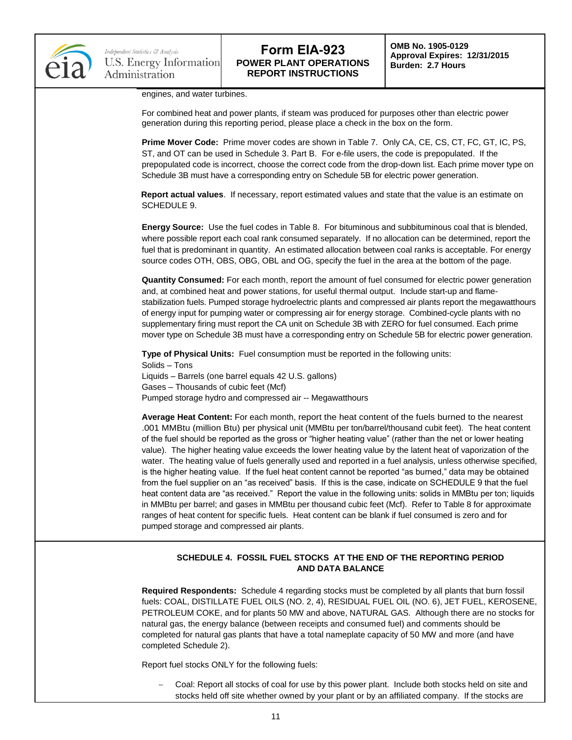engines, and water turbines.

For combined heat and power plants, if steam was produced for purposes other than electric power generation during this reporting period, please place a check in the box on the form.

**Prime Mover Code:** Prime mover codes are shown in Table 7. Only CA, CE, CS, CT, FC, GT, IC, PS, ST, and OT can be used in Schedule 3. Part B. For e-file users, the code is prepopulated. If the prepopulated code is incorrect, choose the correct code from the drop-down list. Each prime mover type on Schedule 3B must have a corresponding entry on Schedule 5B for electric power generation.

**Report actual values**. If necessary, report estimated values and state that the value is an estimate on SCHEDULE 9.

**Energy Source:** Use the fuel codes in Table 8. For bituminous and subbituminous coal that is blended, where possible report each coal rank consumed separately. If no allocation can be determined, report the fuel that is predominant in quantity. An estimated allocation between coal ranks is acceptable. For energy source codes OTH, OBS, OBG, OBL and OG, specify the fuel in the area at the bottom of the page.

**Quantity Consumed:** For each month, report the amount of fuel consumed for electric power generation and, at combined heat and power stations, for useful thermal output. Include start-up and flame-stabilization fuels. Pumped storage hydroelectric plants and compressed air plants report the megawatthours of energy input for pumping water or compressing air for energy storage. Combined-cycle plants with no supplementary firing must report the CA unit on Schedule 3B with ZERO for fuel consumed. Each prime mover type on Schedule 3B must have a corresponding entry on Schedule 5B for electric power generation.

**Type of Physical Units:** Fuel consumption must be reported in the following units:
Solids – Tons
Liquids – Barrels (one barrel equals 42 U.S. gallons)
Gases – Thousands of cubic feet (Mcf)
Pumped storage hydro and compressed air -- Megawatthours

**Average Heat Content:** For each month, report the heat content of the fuels burned to the nearest .001 MMBtu (million Btu) per physical unit (MMBtu per ton/barrel/thousand cubit feet). The heat content of the fuel should be reported as the gross or "higher heating value" (rather than the net or lower heating value). The higher heating value exceeds the lower heating value by the latent heat of vaporization of the water. The heating value of fuels generally used and reported in a fuel analysis, unless otherwise specified, is the higher heating value. If the fuel heat content cannot be reported "as burned," data may be obtained from the fuel supplier on an "as received" basis. If this is the case, indicate on SCHEDULE 9 that the fuel heat content data are "as received." Report the value in the following units: solids in MMBtu per ton; liquids in MMBtu per barrel; and gases in MMBtu per thousand cubic feet (Mcf). Refer to Table 8 for approximate ranges of heat content for specific fuels. Heat content can be blank if fuel consumed is zero and for pumped storage and compressed air plants.

## SCHEDULE 4. FOSSIL FUEL STOCKS AT THE END OF THE REPORTING PERIOD AND DATA BALANCE

**Required Respondents:** Schedule 4 regarding stocks must be completed by all plants that burn fossil fuels: COAL, DISTILLATE FUEL OILS (NO. 2, 4), RESIDUAL FUEL OIL (NO. 6), JET FUEL, KEROSENE, PETROLEUM COKE, and for plants 50 MW and above, NATURAL GAS. Although there are no stocks for natural gas, the energy balance (between receipts and consumed fuel) and comments should be completed for natural gas plants that have a total nameplate capacity of 50 MW and more (and have completed Schedule 2).

Report fuel stocks ONLY for the following fuels:

- Coal: Report all stocks of coal for use by this power plant. Include both stocks held on site and stocks held off site whether owned by your plant or by an affiliated company. If the stocks are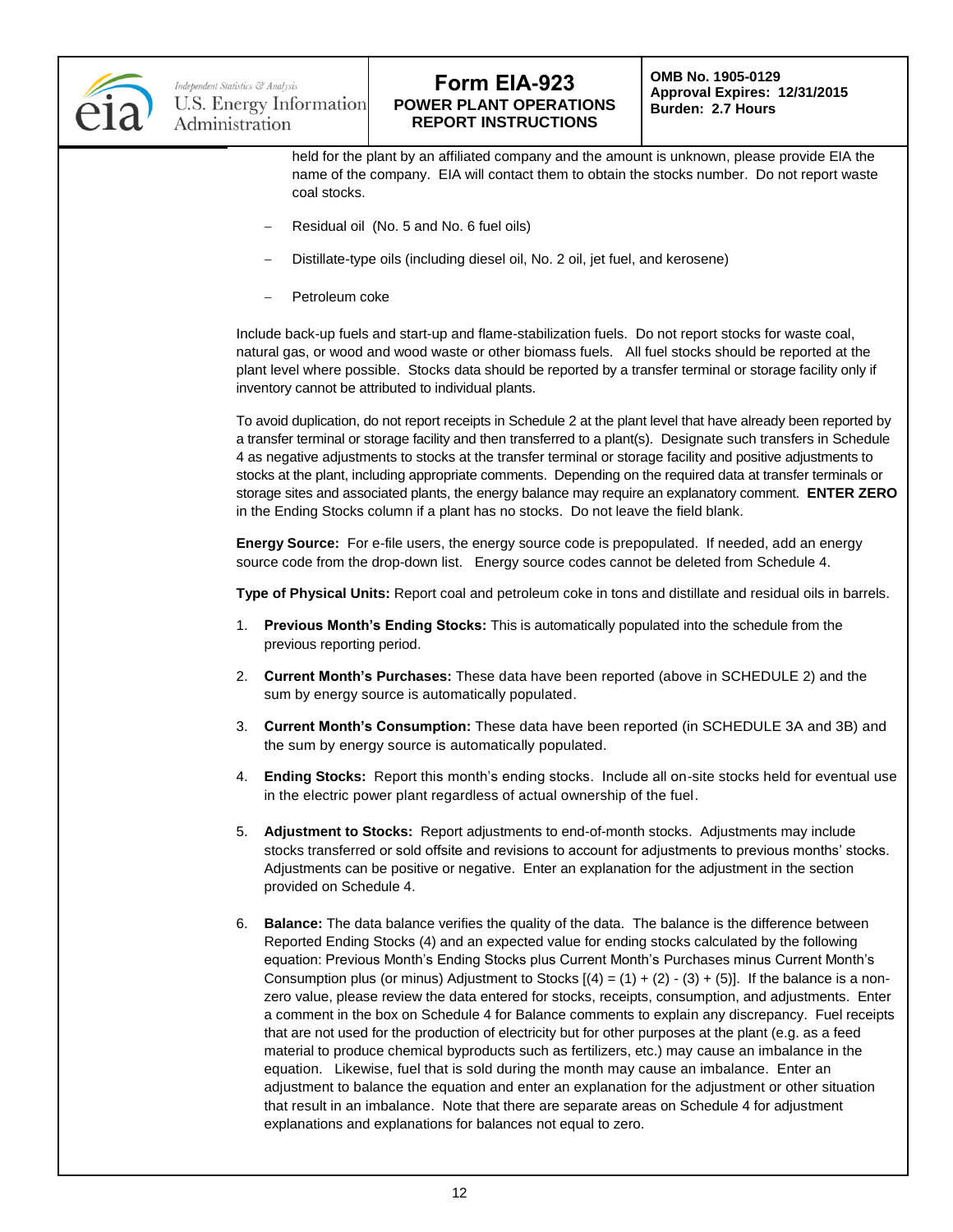held for the plant by an affiliated company and the amount is unknown, please provide EIA the name of the company. EIA will contact them to obtain the stocks number. Do not report waste coal stocks.

- Residual oil (No. 5 and No. 6 fuel oils)
- Distillate-type oils (including diesel oil, No. 2 oil, jet fuel, and kerosene)
- Petroleum coke

Include back-up fuels and start-up and flame-stabilization fuels. Do not report stocks for waste coal, natural gas, or wood and wood waste or other biomass fuels. All fuel stocks should be reported at the plant level where possible. Stocks data should be reported by a transfer terminal or storage facility only if inventory cannot be attributed to individual plants.

To avoid duplication, do not report receipts in Schedule 2 at the plant level that have already been reported by a transfer terminal or storage facility and then transferred to a plant(s). Designate such transfers in Schedule 4 as negative adjustments to stocks at the transfer terminal or storage facility and positive adjustments to stocks at the plant, including appropriate comments. Depending on the required data at transfer terminals or storage sites and associated plants, the energy balance may require an explanatory comment. **ENTER ZERO** in the Ending Stocks column if a plant has no stocks. Do not leave the field blank.

**Energy Source:** For e-file users, the energy source code is prepopulated. If needed, add an energy source code from the drop-down list. Energy source codes cannot be deleted from Schedule 4.

**Type of Physical Units:** Report coal and petroleum coke in tons and distillate and residual oils in barrels.

1. **Previous Month's Ending Stocks:** This is automatically populated into the schedule from the previous reporting period.
2. **Current Month's Purchases:** These data have been reported (above in SCHEDULE 2) and the sum by energy source is automatically populated.
3. **Current Month's Consumption:** These data have been reported (in SCHEDULE 3A and 3B) and the sum by energy source is automatically populated.
4. **Ending Stocks:** Report this month's ending stocks. Include all on-site stocks held for eventual use in the electric power plant regardless of actual ownership of the fuel.
5. **Adjustment to Stocks:** Report adjustments to end-of-month stocks. Adjustments may include stocks transferred or sold offsite and revisions to account for adjustments to previous months' stocks. Adjustments can be positive or negative. Enter an explanation for the adjustment in the section provided on Schedule 4.
6. **Balance:** The data balance verifies the quality of the data. The balance is the difference between Reported Ending Stocks (4) and an expected value for ending stocks calculated by the following equation: Previous Month's Ending Stocks plus Current Month's Purchases minus Current Month's Consumption plus (or minus) Adjustment to Stocks [(4) = (1) + (2) - (3) + (5)]. If the balance is a non-zero value, please review the data entered for stocks, receipts, consumption, and adjustments. Enter a comment in the box on Schedule 4 for Balance comments to explain any discrepancy. Fuel receipts that are not used for the production of electricity but for other purposes at the plant (e.g. as a feed material to produce chemical byproducts such as fertilizers, etc.) may cause an imbalance in the equation. Likewise, fuel that is sold during the month may cause an imbalance. Enter an adjustment to balance the equation and enter an explanation for the adjustment or other situation that result in an imbalance. Note that there are separate areas on Schedule 4 for adjustment explanations and explanations for balances not equal to zero.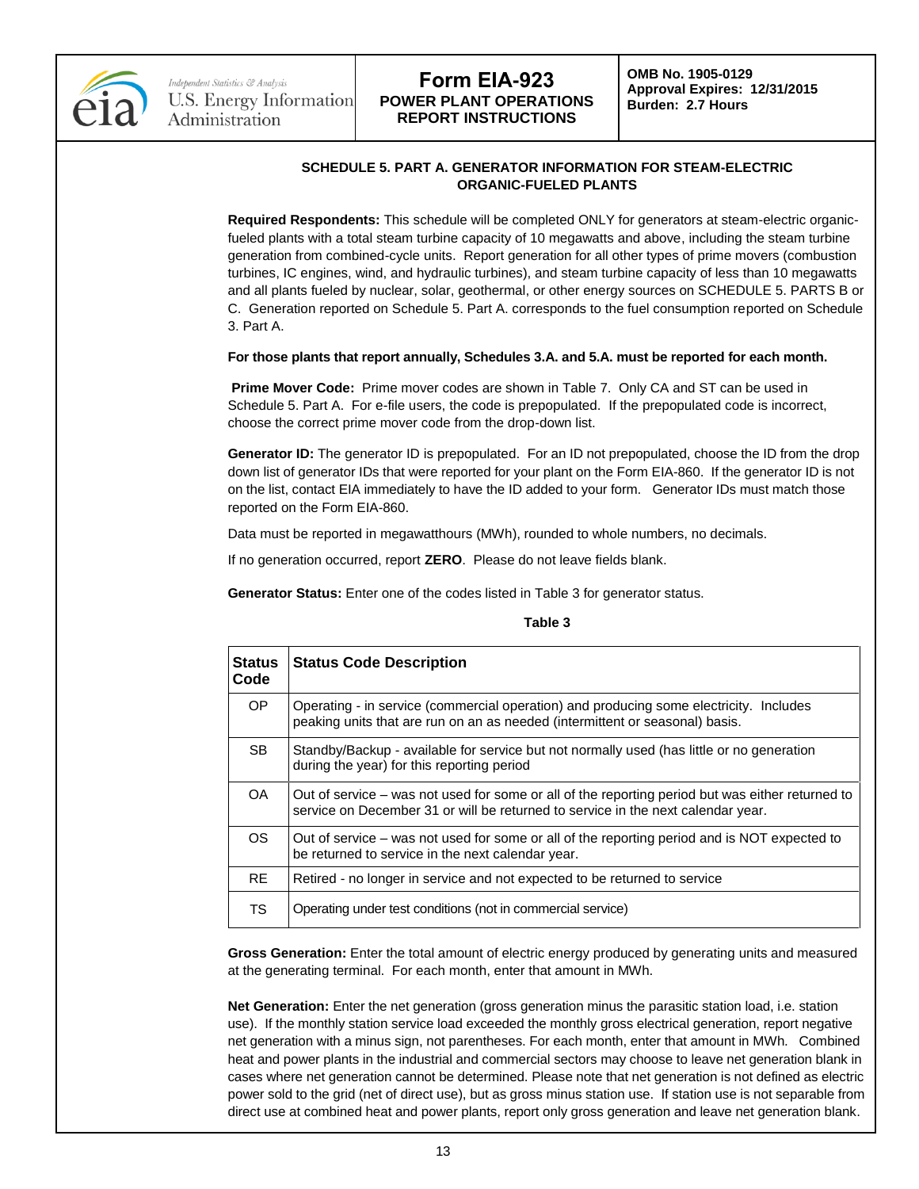# Form EIA-923
## POWER PLANT OPERATIONS REPORT INSTRUCTIONS

**OMB No. 1905-0129**
**Approval Expires: 12/31/2015**
**Burden: 2.7 Hours**

### SCHEDULE 5. PART A. GENERATOR INFORMATION FOR STEAM-ELECTRIC ORGANIC-FUELED PLANTS

**Required Respondents:** This schedule will be completed ONLY for generators at steam-electric organic-fueled plants with a total steam turbine capacity of 10 megawatts and above, including the steam turbine generation from combined-cycle units. Report generation for all other types of prime movers (combustion turbines, IC engines, wind, and hydraulic turbines), and steam turbine capacity of less than 10 megawatts and all plants fueled by nuclear, solar, geothermal, or other energy sources on SCHEDULE 5. PARTS B or C. Generation reported on Schedule 5. Part A. corresponds to the fuel consumption reported on Schedule 3. Part A.

**For those plants that report annually, Schedules 3.A. and 5.A. must be reported for each month.**

**Prime Mover Code:** Prime mover codes are shown in Table 7. Only CA and ST can be used in Schedule 5. Part A. For e-file users, the code is prepopulated. If the prepopulated code is incorrect, choose the correct prime mover code from the drop-down list.

**Generator ID:** The generator ID is prepopulated. For an ID not prepopulated, choose the ID from the drop down list of generator IDs that were reported for your plant on the Form EIA-860. If the generator ID is not on the list, contact EIA immediately to have the ID added to your form. Generator IDs must match those reported on the Form EIA-860.

Data must be reported in megawatthours (MWh), rounded to whole numbers, no decimals.

If no generation occurred, report **ZERO**. Please do not leave fields blank.

**Generator Status:** Enter one of the codes listed in Table 3 for generator status.

**Table 3**

| Status Code | Status Code Description |
|---|---|
| OP | Operating - in service (commercial operation) and producing some electricity. Includes peaking units that are run on an as needed (intermittent or seasonal) basis. |
| SB | Standby/Backup - available for service but not normally used (has little or no generation during the year) for this reporting period |
| OA | Out of service – was not used for some or all of the reporting period but was either returned to service on December 31 or will be returned to service in the next calendar year. |
| OS | Out of service – was not used for some or all of the reporting period and is NOT expected to be returned to service in the next calendar year. |
| RE | Retired - no longer in service and not expected to be returned to service |
| TS | Operating under test conditions (not in commercial service) |

**Gross Generation:** Enter the total amount of electric energy produced by generating units and measured at the generating terminal. For each month, enter that amount in MWh.

**Net Generation:** Enter the net generation (gross generation minus the parasitic station load, i.e. station use). If the monthly station service load exceeded the monthly gross electrical generation, report negative net generation with a minus sign, not parentheses. For each month, enter that amount in MWh. Combined heat and power plants in the industrial and commercial sectors may choose to leave net generation blank in cases where net generation cannot be determined. Please note that net generation is not defined as electric power sold to the grid (net of direct use), but as gross minus station use. If station use is not separable from direct use at combined heat and power plants, report only gross generation and leave net generation blank.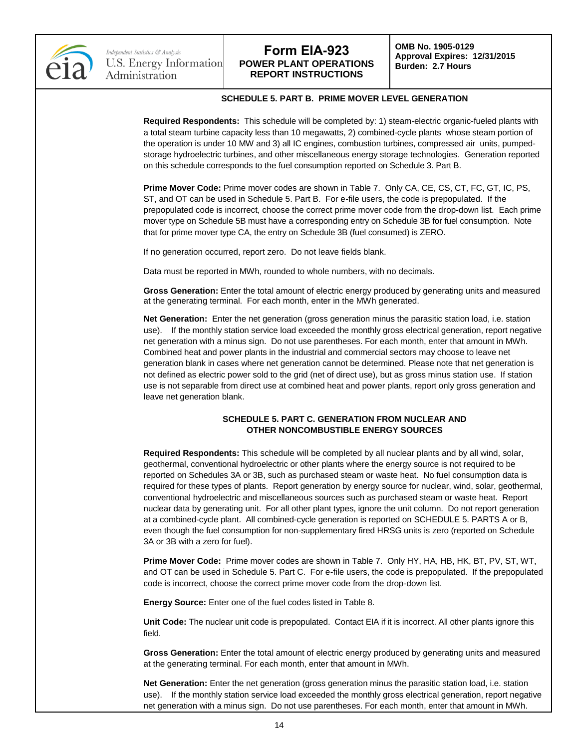## SCHEDULE 5. PART B. PRIME MOVER LEVEL GENERATION

**Required Respondents:** This schedule will be completed by: 1) steam-electric organic-fueled plants with a total steam turbine capacity less than 10 megawatts, 2) combined-cycle plants whose steam portion of the operation is under 10 MW and 3) all IC engines, combustion turbines, compressed air units, pumped-storage hydroelectric turbines, and other miscellaneous energy storage technologies. Generation reported on this schedule corresponds to the fuel consumption reported on Schedule 3. Part B.

**Prime Mover Code:** Prime mover codes are shown in Table 7. Only CA, CE, CS, CT, FC, GT, IC, PS, ST, and OT can be used in Schedule 5. Part B. For e-file users, the code is prepopulated. If the prepopulated code is incorrect, choose the correct prime mover code from the drop-down list. Each prime mover type on Schedule 5B must have a corresponding entry on Schedule 3B for fuel consumption. Note that for prime mover type CA, the entry on Schedule 3B (fuel consumed) is ZERO.

If no generation occurred, report zero. Do not leave fields blank.

Data must be reported in MWh, rounded to whole numbers, with no decimals.

**Gross Generation:** Enter the total amount of electric energy produced by generating units and measured at the generating terminal. For each month, enter in the MWh generated.

**Net Generation:** Enter the net generation (gross generation minus the parasitic station load, i.e. station use). If the monthly station service load exceeded the monthly gross electrical generation, report negative net generation with a minus sign. Do not use parentheses. For each month, enter that amount in MWh. Combined heat and power plants in the industrial and commercial sectors may choose to leave net generation blank in cases where net generation cannot be determined. Please note that net generation is not defined as electric power sold to the grid (net of direct use), but as gross minus station use. If station use is not separable from direct use at combined heat and power plants, report only gross generation and leave net generation blank.

## SCHEDULE 5. PART C. GENERATION FROM NUCLEAR AND OTHER NONCOMBUSTIBLE ENERGY SOURCES

**Required Respondents:** This schedule will be completed by all nuclear plants and by all wind, solar, geothermal, conventional hydroelectric or other plants where the energy source is not required to be reported on Schedules 3A or 3B, such as purchased steam or waste heat. No fuel consumption data is required for these types of plants. Report generation by energy source for nuclear, wind, solar, geothermal, conventional hydroelectric and miscellaneous sources such as purchased steam or waste heat. Report nuclear data by generating unit. For all other plant types, ignore the unit column. Do not report generation at a combined-cycle plant. All combined-cycle generation is reported on SCHEDULE 5. PARTS A or B, even though the fuel consumption for non-supplementary fired HRSG units is zero (reported on Schedule 3A or 3B with a zero for fuel).

**Prime Mover Code:** Prime mover codes are shown in Table 7. Only HY, HA, HB, HK, BT, PV, ST, WT, and OT can be used in Schedule 5. Part C. For e-file users, the code is prepopulated. If the prepopulated code is incorrect, choose the correct prime mover code from the drop-down list.

**Energy Source:** Enter one of the fuel codes listed in Table 8.

**Unit Code:** The nuclear unit code is prepopulated. Contact EIA if it is incorrect. All other plants ignore this field.

**Gross Generation:** Enter the total amount of electric energy produced by generating units and measured at the generating terminal. For each month, enter that amount in MWh.

**Net Generation:** Enter the net generation (gross generation minus the parasitic station load, i.e. station use). If the monthly station service load exceeded the monthly gross electrical generation, report negative net generation with a minus sign. Do not use parentheses. For each month, enter that amount in MWh.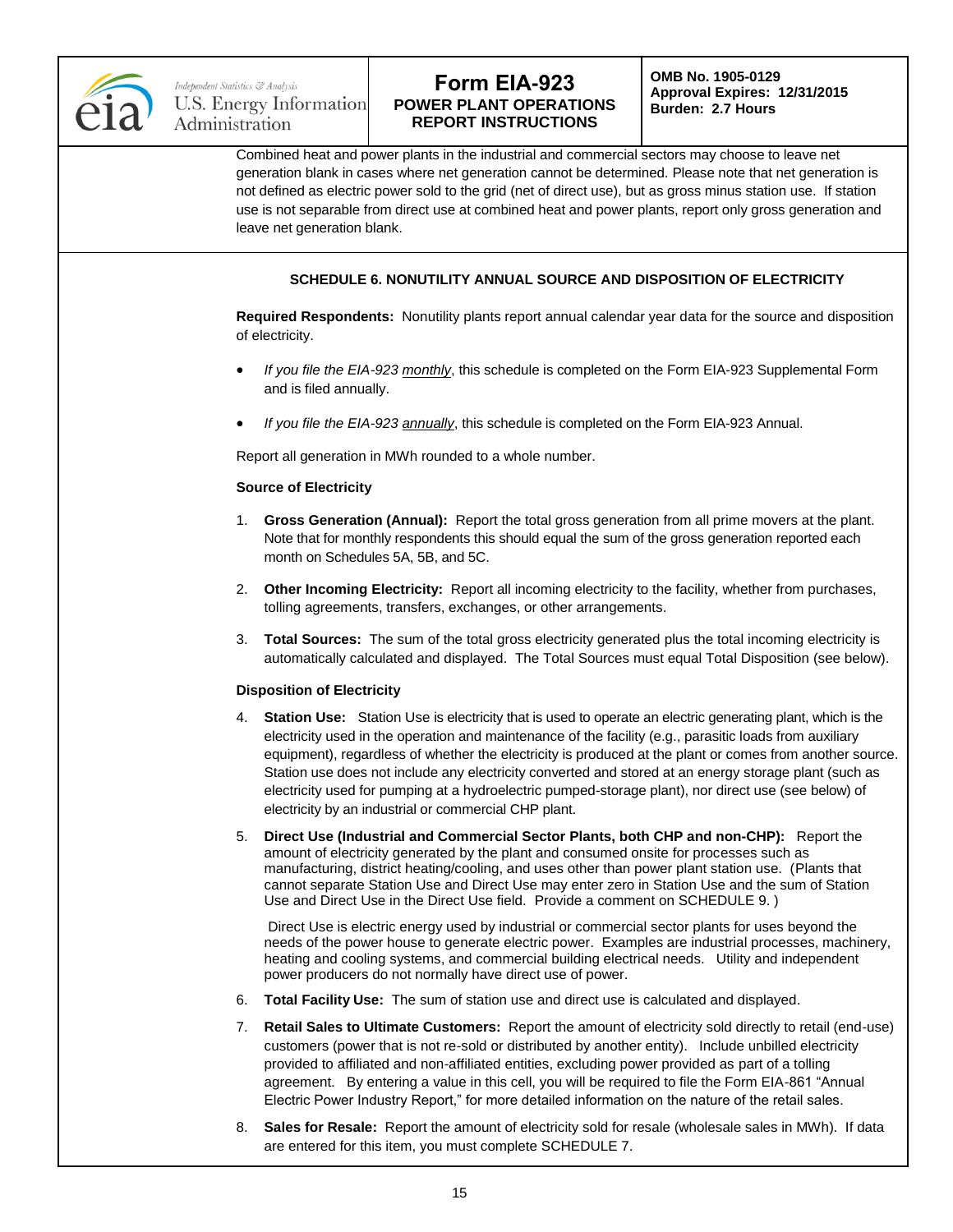Combined heat and power plants in the industrial and commercial sectors may choose to leave net generation blank in cases where net generation cannot be determined. Please note that net generation is not defined as electric power sold to the grid (net of direct use), but as gross minus station use. If station use is not separable from direct use at combined heat and power plants, report only gross generation and leave net generation blank.

## SCHEDULE 6. NONUTILITY ANNUAL SOURCE AND DISPOSITION OF ELECTRICITY

**Required Respondents:** Nonutility plants report annual calendar year data for the source and disposition of electricity.

- *If you file the EIA-923 monthly*, this schedule is completed on the Form EIA-923 Supplemental Form and is filed annually.
- *If you file the EIA-923 annually*, this schedule is completed on the Form EIA-923 Annual.

Report all generation in MWh rounded to a whole number.

### Source of Electricity

1. **Gross Generation (Annual):** Report the total gross generation from all prime movers at the plant. Note that for monthly respondents this should equal the sum of the gross generation reported each month on Schedules 5A, 5B, and 5C.
2. **Other Incoming Electricity:** Report all incoming electricity to the facility, whether from purchases, tolling agreements, transfers, exchanges, or other arrangements.
3. **Total Sources:** The sum of the total gross electricity generated plus the total incoming electricity is automatically calculated and displayed. The Total Sources must equal Total Disposition (see below).

### Disposition of Electricity

4. **Station Use:** Station Use is electricity that is used to operate an electric generating plant, which is the electricity used in the operation and maintenance of the facility (e.g., parasitic loads from auxiliary equipment), regardless of whether the electricity is produced at the plant or comes from another source. Station use does not include any electricity converted and stored at an energy storage plant (such as electricity used for pumping at a hydroelectric pumped-storage plant), nor direct use (see below) of electricity by an industrial or commercial CHP plant.
5. **Direct Use (Industrial and Commercial Sector Plants, both CHP and non-CHP):** Report the amount of electricity generated by the plant and consumed onsite for processes such as manufacturing, district heating/cooling, and uses other than power plant station use. (Plants that cannot separate Station Use and Direct Use may enter zero in Station Use and the sum of Station Use and Direct Use in the Direct Use field. Provide a comment on SCHEDULE 9. )

   Direct Use is electric energy used by industrial or commercial sector plants for uses beyond the needs of the power house to generate electric power. Examples are industrial processes, machinery, heating and cooling systems, and commercial building electrical needs. Utility and independent power producers do not normally have direct use of power.
6. **Total Facility Use:** The sum of station use and direct use is calculated and displayed.
7. **Retail Sales to Ultimate Customers:** Report the amount of electricity sold directly to retail (end-use) customers (power that is not re-sold or distributed by another entity). Include unbilled electricity provided to affiliated and non-affiliated entities, excluding power provided as part of a tolling agreement. By entering a value in this cell, you will be required to file the Form EIA-861 "Annual Electric Power Industry Report," for more detailed information on the nature of the retail sales.
8. **Sales for Resale:** Report the amount of electricity sold for resale (wholesale sales in MWh). If data are entered for this item, you must complete SCHEDULE 7.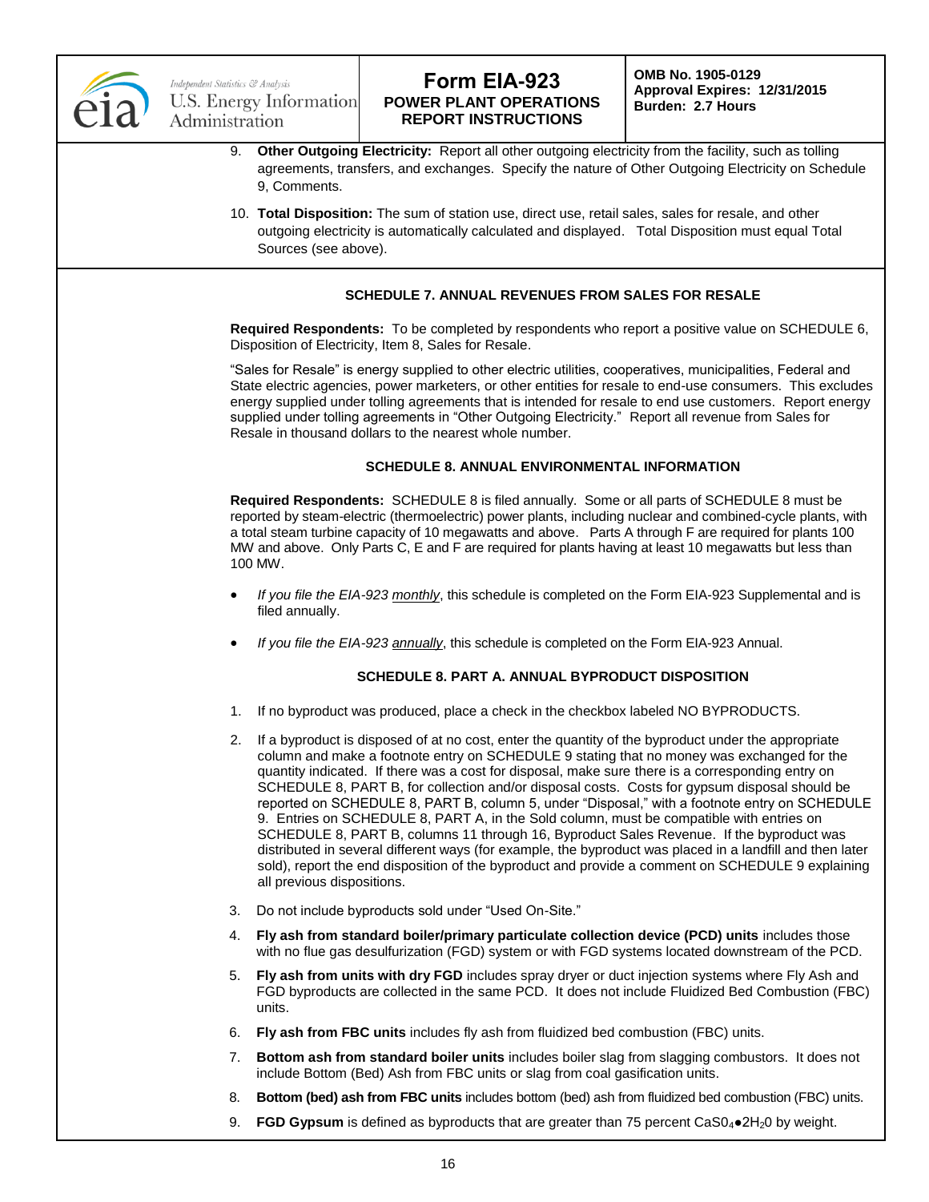9. **Other Outgoing Electricity:** Report all other outgoing electricity from the facility, such as tolling agreements, transfers, and exchanges. Specify the nature of Other Outgoing Electricity on Schedule 9, Comments.

10. **Total Disposition:** The sum of station use, direct use, retail sales, sales for resale, and other outgoing electricity is automatically calculated and displayed. Total Disposition must equal Total Sources (see above).

## SCHEDULE 7. ANNUAL REVENUES FROM SALES FOR RESALE

**Required Respondents:** To be completed by respondents who report a positive value on SCHEDULE 6, Disposition of Electricity, Item 8, Sales for Resale.

"Sales for Resale" is energy supplied to other electric utilities, cooperatives, municipalities, Federal and State electric agencies, power marketers, or other entities for resale to end-use consumers. This excludes energy supplied under tolling agreements that is intended for resale to end use customers. Report energy supplied under tolling agreements in "Other Outgoing Electricity." Report all revenue from Sales for Resale in thousand dollars to the nearest whole number.

## SCHEDULE 8. ANNUAL ENVIRONMENTAL INFORMATION

**Required Respondents:** SCHEDULE 8 is filed annually. Some or all parts of SCHEDULE 8 must be reported by steam-electric (thermoelectric) power plants, including nuclear and combined-cycle plants, with a total steam turbine capacity of 10 megawatts and above. Parts A through F are required for plants 100 MW and above. Only Parts C, E and F are required for plants having at least 10 megawatts but less than 100 MW.

- *If you file the EIA-923 monthly*, this schedule is completed on the Form EIA-923 Supplemental and is filed annually.
- *If you file the EIA-923 annually*, this schedule is completed on the Form EIA-923 Annual.

### SCHEDULE 8. PART A. ANNUAL BYPRODUCT DISPOSITION

1. If no byproduct was produced, place a check in the checkbox labeled NO BYPRODUCTS.

2. If a byproduct is disposed of at no cost, enter the quantity of the byproduct under the appropriate column and make a footnote entry on SCHEDULE 9 stating that no money was exchanged for the quantity indicated. If there was a cost for disposal, make sure there is a corresponding entry on SCHEDULE 8, PART B, for collection and/or disposal costs. Costs for gypsum disposal should be reported on SCHEDULE 8, PART B, column 5, under "Disposal," with a footnote entry on SCHEDULE 9. Entries on SCHEDULE 8, PART A, in the Sold column, must be compatible with entries on SCHEDULE 8, PART B, columns 11 through 16, Byproduct Sales Revenue. If the byproduct was distributed in several different ways (for example, the byproduct was placed in a landfill and then later sold), report the end disposition of the byproduct and provide a comment on SCHEDULE 9 explaining all previous dispositions.

3. Do not include byproducts sold under "Used On-Site."

4. **Fly ash from standard boiler/primary particulate collection device (PCD) units** includes those with no flue gas desulfurization (FGD) system or with FGD systems located downstream of the PCD.

5. **Fly ash from units with dry FGD** includes spray dryer or duct injection systems where Fly Ash and FGD byproducts are collected in the same PCD. It does not include Fluidized Bed Combustion (FBC) units.

6. **Fly ash from FBC units** includes fly ash from fluidized bed combustion (FBC) units.

7. **Bottom ash from standard boiler units** includes boiler slag from slagging combustors. It does not include Bottom (Bed) Ash from FBC units or slag from coal gasification units.

8. **Bottom (bed) ash from FBC units** includes bottom (bed) ash from fluidized bed combustion (FBC) units.

9. **FGD Gypsum** is defined as byproducts that are greater than 75 percent $CaSO_4 \bullet 2H_2O$ by weight.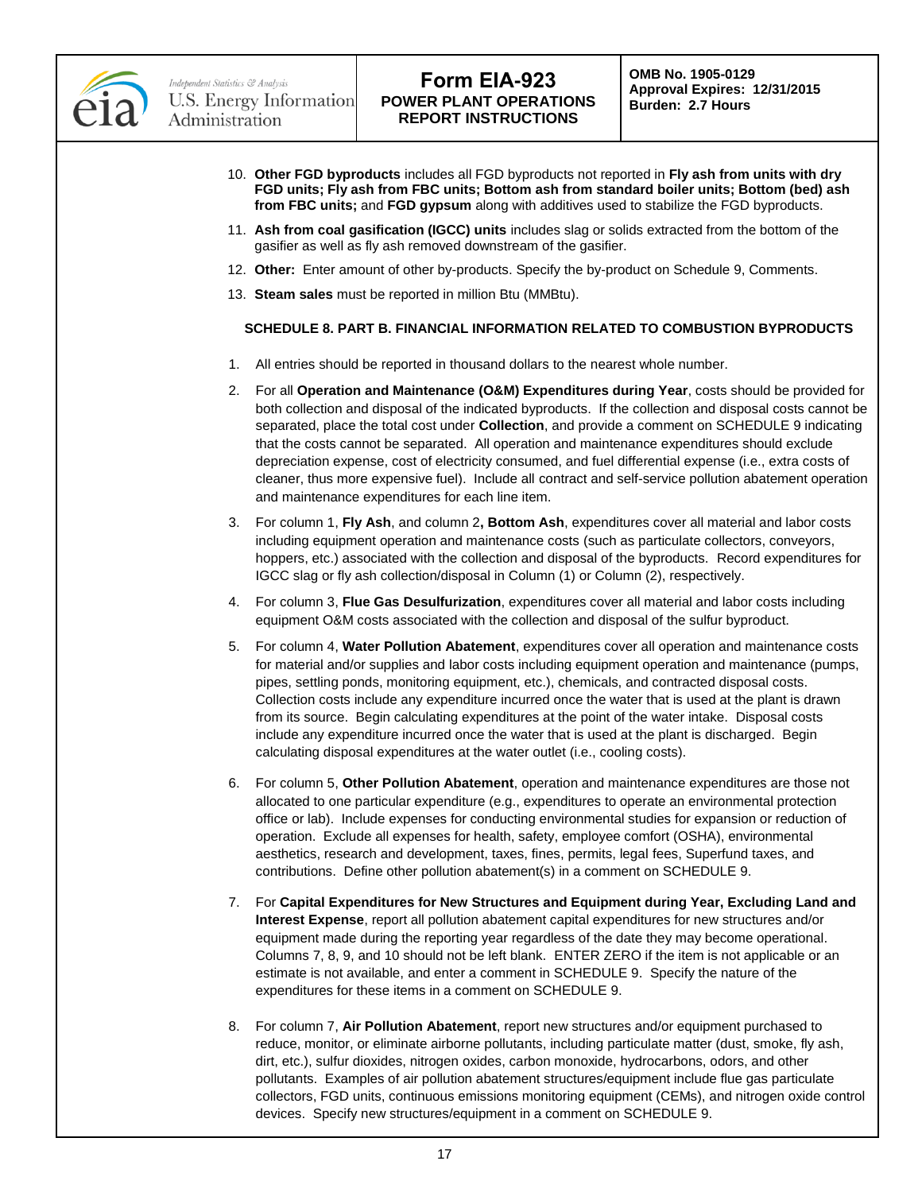10. **Other FGD byproducts** includes all FGD byproducts not reported in **Fly ash from units with dry FGD units; Fly ash from FBC units; Bottom ash from standard boiler units; Bottom (bed) ash from FBC units;** and **FGD gypsum** along with additives used to stabilize the FGD byproducts.
11. **Ash from coal gasification (IGCC) units** includes slag or solids extracted from the bottom of the gasifier as well as fly ash removed downstream of the gasifier.
12. **Other:** Enter amount of other by-products. Specify the by-product on Schedule 9, Comments.
13. **Steam sales** must be reported in million Btu (MMBtu).

### SCHEDULE 8. PART B. FINANCIAL INFORMATION RELATED TO COMBUSTION BYPRODUCTS

1. All entries should be reported in thousand dollars to the nearest whole number.
2. For all **Operation and Maintenance (O&M) Expenditures during Year**, costs should be provided for both collection and disposal of the indicated byproducts. If the collection and disposal costs cannot be separated, place the total cost under **Collection**, and provide a comment on SCHEDULE 9 indicating that the costs cannot be separated. All operation and maintenance expenditures should exclude depreciation expense, cost of electricity consumed, and fuel differential expense (i.e., extra costs of cleaner, thus more expensive fuel). Include all contract and self-service pollution abatement operation and maintenance expenditures for each line item.
3. For column 1, **Fly Ash**, and column 2**, Bottom Ash**, expenditures cover all material and labor costs including equipment operation and maintenance costs (such as particulate collectors, conveyors, hoppers, etc.) associated with the collection and disposal of the byproducts. Record expenditures for IGCC slag or fly ash collection/disposal in Column (1) or Column (2), respectively.
4. For column 3, **Flue Gas Desulfurization**, expenditures cover all material and labor costs including equipment O&M costs associated with the collection and disposal of the sulfur byproduct.
5. For column 4, **Water Pollution Abatement**, expenditures cover all operation and maintenance costs for material and/or supplies and labor costs including equipment operation and maintenance (pumps, pipes, settling ponds, monitoring equipment, etc.), chemicals, and contracted disposal costs. Collection costs include any expenditure incurred once the water that is used at the plant is drawn from its source. Begin calculating expenditures at the point of the water intake. Disposal costs include any expenditure incurred once the water that is used at the plant is discharged. Begin calculating disposal expenditures at the water outlet (i.e., cooling costs).
6. For column 5, **Other Pollution Abatement**, operation and maintenance expenditures are those not allocated to one particular expenditure (e.g., expenditures to operate an environmental protection office or lab). Include expenses for conducting environmental studies for expansion or reduction of operation. Exclude all expenses for health, safety, employee comfort (OSHA), environmental aesthetics, research and development, taxes, fines, permits, legal fees, Superfund taxes, and contributions. Define other pollution abatement(s) in a comment on SCHEDULE 9.
7. For **Capital Expenditures for New Structures and Equipment during Year, Excluding Land and Interest Expense**, report all pollution abatement capital expenditures for new structures and/or equipment made during the reporting year regardless of the date they may become operational. Columns 7, 8, 9, and 10 should not be left blank. ENTER ZERO if the item is not applicable or an estimate is not available, and enter a comment in SCHEDULE 9. Specify the nature of the expenditures for these items in a comment on SCHEDULE 9.
8. For column 7, **Air Pollution Abatement**, report new structures and/or equipment purchased to reduce, monitor, or eliminate airborne pollutants, including particulate matter (dust, smoke, fly ash, dirt, etc.), sulfur dioxides, nitrogen oxides, carbon monoxide, hydrocarbons, odors, and other pollutants. Examples of air pollution abatement structures/equipment include flue gas particulate collectors, FGD units, continuous emissions monitoring equipment (CEMs), and nitrogen oxide control devices. Specify new structures/equipment in a comment on SCHEDULE 9.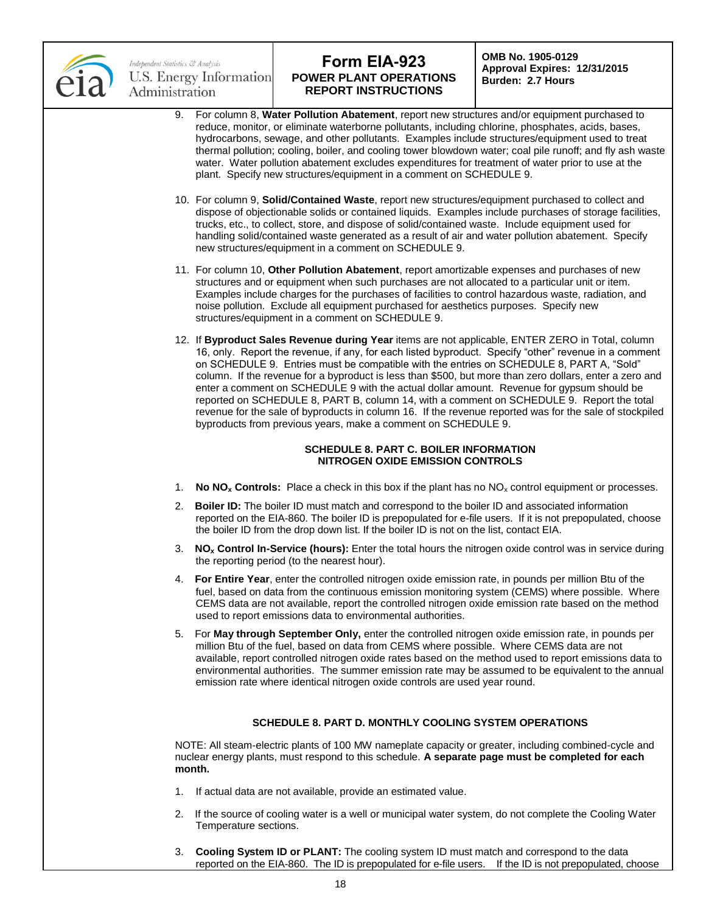9. For column 8, **Water Pollution Abatement**, report new structures and/or equipment purchased to reduce, monitor, or eliminate waterborne pollutants, including chlorine, phosphates, acids, bases, hydrocarbons, sewage, and other pollutants. Examples include structures/equipment used to treat thermal pollution; cooling, boiler, and cooling tower blowdown water; coal pile runoff; and fly ash waste water. Water pollution abatement excludes expenditures for treatment of water prior to use at the plant. Specify new structures/equipment in a comment on SCHEDULE 9.

10. For column 9, **Solid/Contained Waste**, report new structures/equipment purchased to collect and dispose of objectionable solids or contained liquids. Examples include purchases of storage facilities, trucks, etc., to collect, store, and dispose of solid/contained waste. Include equipment used for handling solid/contained waste generated as a result of air and water pollution abatement. Specify new structures/equipment in a comment on SCHEDULE 9.

11. For column 10, **Other Pollution Abatement**, report amortizable expenses and purchases of new structures and or equipment when such purchases are not allocated to a particular unit or item. Examples include charges for the purchases of facilities to control hazardous waste, radiation, and noise pollution. Exclude all equipment purchased for aesthetics purposes. Specify new structures/equipment in a comment on SCHEDULE 9.

12. If **Byproduct Sales Revenue during Year** items are not applicable, ENTER ZERO in Total, column 16, only. Report the revenue, if any, for each listed byproduct. Specify "other" revenue in a comment on SCHEDULE 9. Entries must be compatible with the entries on SCHEDULE 8, PART A, "Sold" column. If the revenue for a byproduct is less than $500, but more than zero dollars, enter a zero and enter a comment on SCHEDULE 9 with the actual dollar amount. Revenue for gypsum should be reported on SCHEDULE 8, PART B, column 14, with a comment on SCHEDULE 9. Report the total revenue for the sale of byproducts in column 16. If the revenue reported was for the sale of stockpiled byproducts from previous years, make a comment on SCHEDULE 9.

## SCHEDULE 8. PART C. BOILER INFORMATION NITROGEN OXIDE EMISSION CONTROLS

1. **No $NO_x$ Controls:** Place a check in this box if the plant has no $NO_x$ control equipment or processes.

2. **Boiler ID:** The boiler ID must match and correspond to the boiler ID and associated information reported on the EIA-860. The boiler ID is prepopulated for e-file users. If it is not prepopulated, choose the boiler ID from the drop down list. If the boiler ID is not on the list, contact EIA.

3. **$NO_x$ Control In-Service (hours):** Enter the total hours the nitrogen oxide control was in service during the reporting period (to the nearest hour).

4. **For Entire Year**, enter the controlled nitrogen oxide emission rate, in pounds per million Btu of the fuel, based on data from the continuous emission monitoring system (CEMS) where possible. Where CEMS data are not available, report the controlled nitrogen oxide emission rate based on the method used to report emissions data to environmental authorities.

5. For **May through September Only,** enter the controlled nitrogen oxide emission rate, in pounds per million Btu of the fuel, based on data from CEMS where possible. Where CEMS data are not available, report controlled nitrogen oxide rates based on the method used to report emissions data to environmental authorities. The summer emission rate may be assumed to be equivalent to the annual emission rate where identical nitrogen oxide controls are used year round.

## SCHEDULE 8. PART D. MONTHLY COOLING SYSTEM OPERATIONS

NOTE: All steam-electric plants of 100 MW nameplate capacity or greater, including combined-cycle and nuclear energy plants, must respond to this schedule. **A separate page must be completed for each month.**

1. If actual data are not available, provide an estimated value.

2. If the source of cooling water is a well or municipal water system, do not complete the Cooling Water Temperature sections.

3. **Cooling System ID or PLANT:** The cooling system ID must match and correspond to the data reported on the EIA-860. The ID is prepopulated for e-file users. If the ID is not prepopulated, choose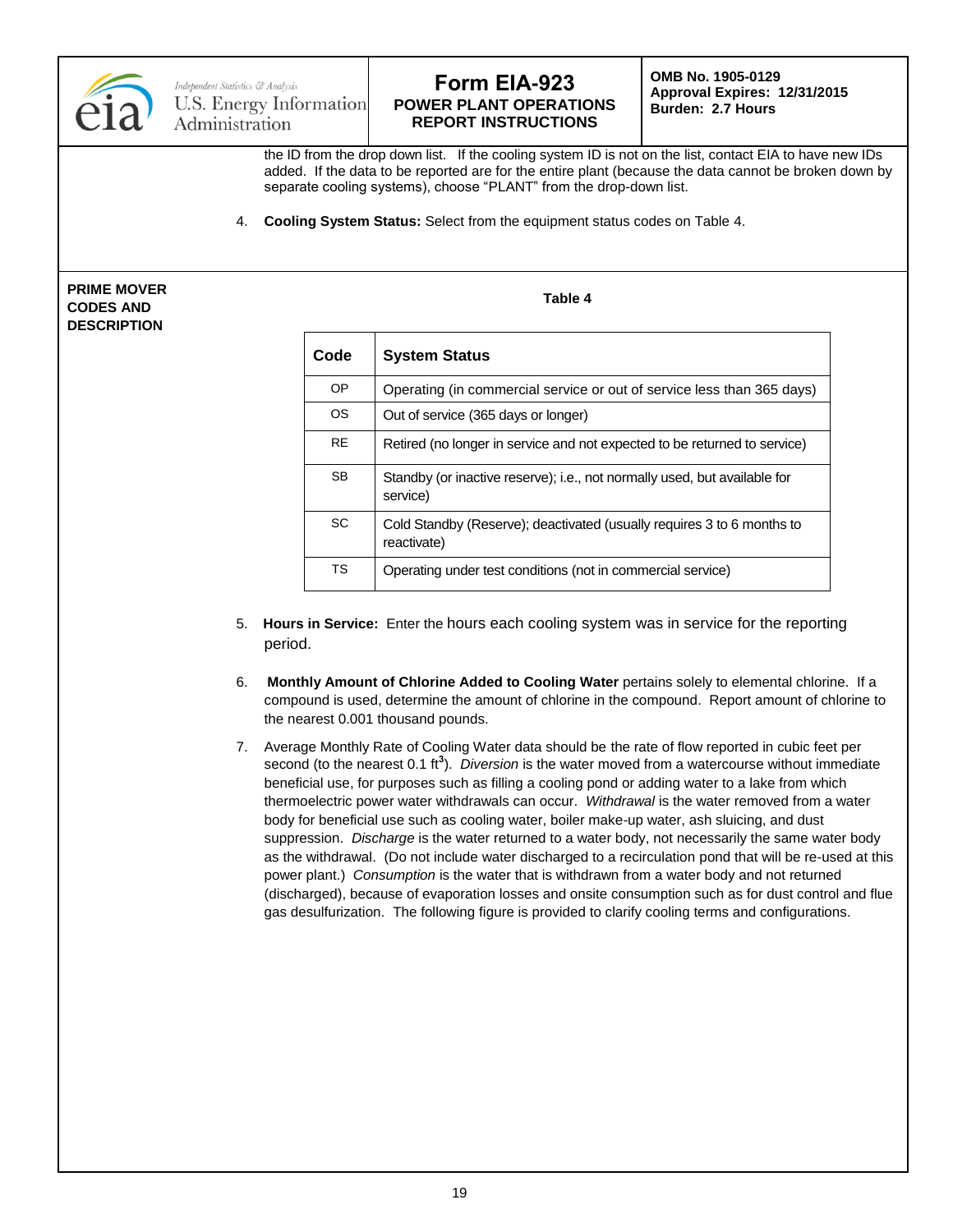the ID from the drop down list. If the cooling system ID is not on the list, contact EIA to have new IDs added. If the data to be reported are for the entire plant (because the data cannot be broken down by separate cooling systems), choose "PLANT" from the drop-down list.

4. **Cooling System Status:** Select from the equipment status codes on Table 4.

**PRIME MOVER CODES AND DESCRIPTION**

**Table 4**

| Code | System Status |
|---|---|
| OP | Operating (in commercial service or out of service less than 365 days) |
| OS | Out of service (365 days or longer) |
| RE | Retired (no longer in service and not expected to be returned to service) |
| SB | Standby (or inactive reserve); i.e., not normally used, but available for service) |
| SC | Cold Standby (Reserve); deactivated (usually requires 3 to 6 months to reactivate) |
| TS | Operating under test conditions (not in commercial service) |

5. **Hours in Service:** Enter the hours each cooling system was in service for the reporting period.

6. **Monthly Amount of Chlorine Added to Cooling Water** pertains solely to elemental chlorine. If a compound is used, determine the amount of chlorine in the compound. Report amount of chlorine to the nearest 0.001 thousand pounds.

7. Average Monthly Rate of Cooling Water data should be the rate of flow reported in cubic feet per second (to the nearest 0.1 $ft^3$). *Diversion* is the water moved from a watercourse without immediate beneficial use, for purposes such as filling a cooling pond or adding water to a lake from which thermoelectric power water withdrawals can occur. *Withdrawal* is the water removed from a water body for beneficial use such as cooling water, boiler make-up water, ash sluicing, and dust suppression. *Discharge* is the water returned to a water body, not necessarily the same water body as the withdrawal. (Do not include water discharged to a recirculation pond that will be re-used at this power plant.) *Consumption* is the water that is withdrawn from a water body and not returned (discharged), because of evaporation losses and onsite consumption such as for dust control and flue gas desulfurization. The following figure is provided to clarify cooling terms and configurations.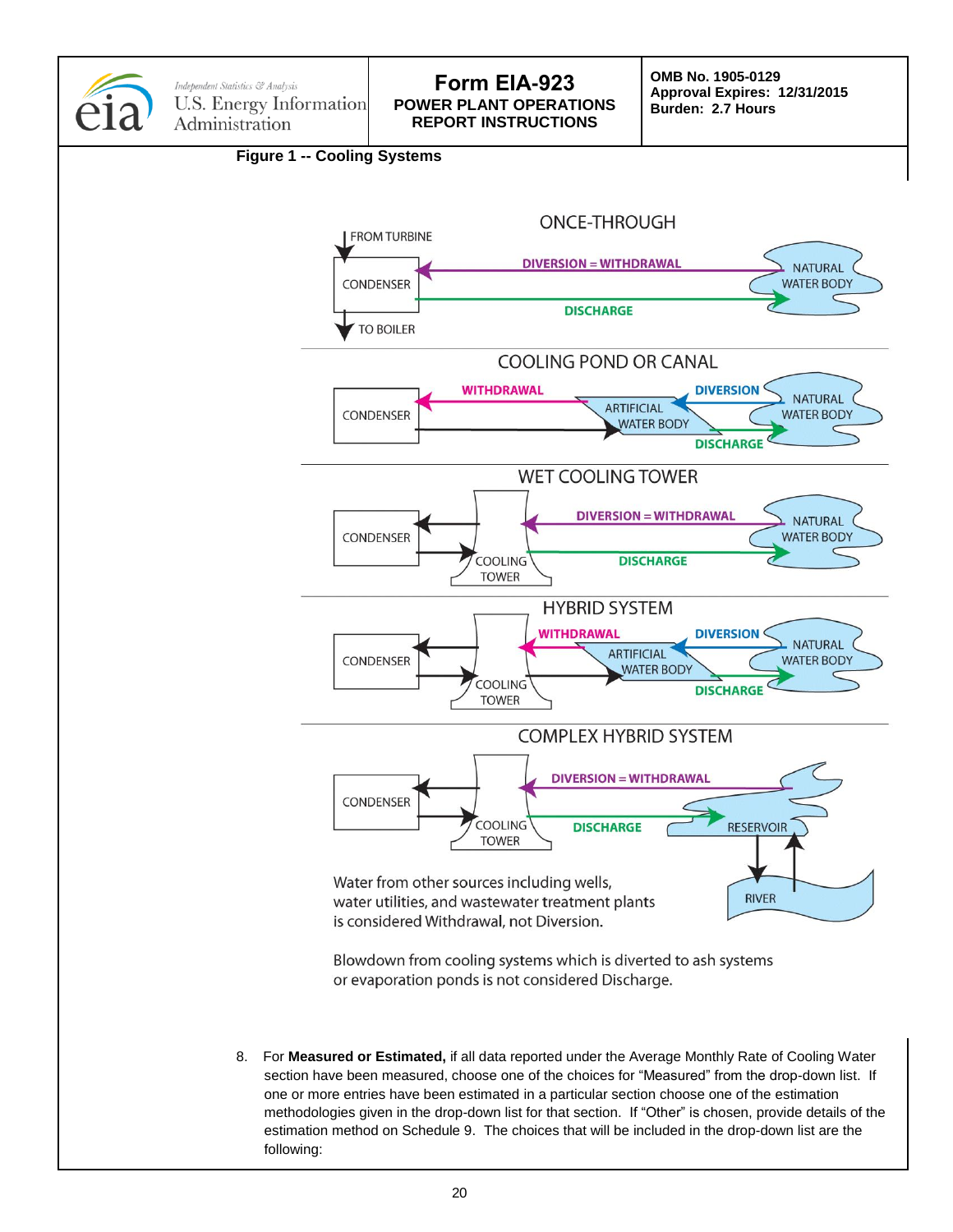**Figure 1 -- Cooling Systems**

ONCE-THROUGH

FROM TURBINE

CONDENSER

TO BOILER

DIVERSION = WITHDRAWAL

DISCHARGE

NATURAL WATER BODY

COOLING POND OR CANAL

CONDENSER

WITHDRAWAL

ARTIFICIAL WATER BODY

DIVERSION

NATURAL WATER BODY

DISCHARGE

WET COOLING TOWER

CONDENSER

COOLING TOWER

DIVERSION = WITHDRAWAL

DISCHARGE

NATURAL WATER BODY

HYBRID SYSTEM

CONDENSER

COOLING TOWER

WITHDRAWAL

ARTIFICIAL WATER BODY

DIVERSION

NATURAL WATER BODY

DISCHARGE

COMPLEX HYBRID SYSTEM

CONDENSER

COOLING TOWER

DIVERSION = WITHDRAWAL

DISCHARGE

RESERVOIR

RIVER

Water from other sources including wells, water utilities, and wastewater treatment plants is considered Withdrawal, not Diversion.

Blowdown from cooling systems which is diverted to ash systems or evaporation ponds is not considered Discharge.

8. For **Measured or Estimated,** if all data reported under the Average Monthly Rate of Cooling Water section have been measured, choose one of the choices for "Measured" from the drop-down list. If one or more entries have been estimated in a particular section choose one of the estimation methodologies given in the drop-down list for that section. If "Other" is chosen, provide details of the estimation method on Schedule 9. The choices that will be included in the drop-down list are the following: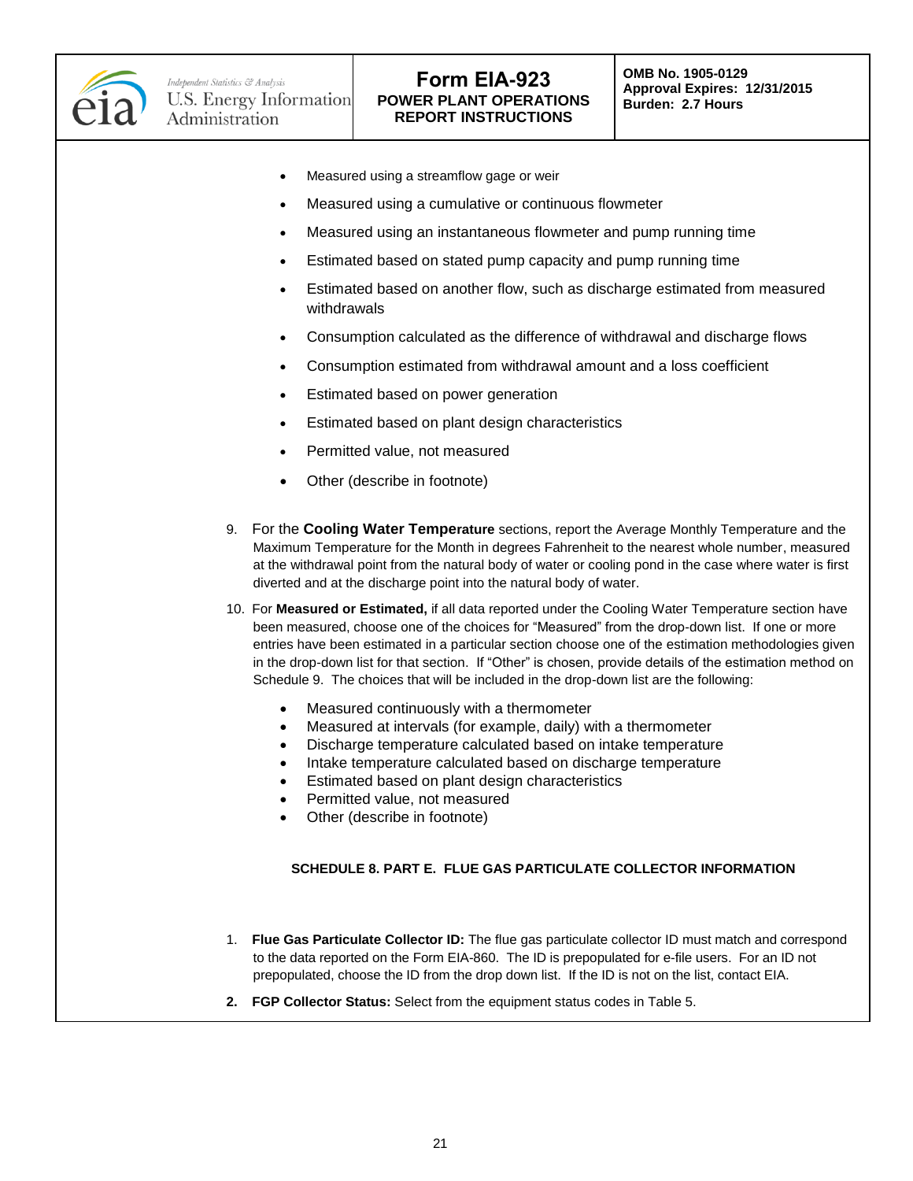- Measured using a streamflow gage or weir
- Measured using a cumulative or continuous flowmeter
- Measured using an instantaneous flowmeter and pump running time
- Estimated based on stated pump capacity and pump running time
- Estimated based on another flow, such as discharge estimated from measured withdrawals
- Consumption calculated as the difference of withdrawal and discharge flows
- Consumption estimated from withdrawal amount and a loss coefficient
- Estimated based on power generation
- Estimated based on plant design characteristics
- Permitted value, not measured
- Other (describe in footnote)

9. For the **Cooling Water Temperature** sections, report the Average Monthly Temperature and the Maximum Temperature for the Month in degrees Fahrenheit to the nearest whole number, measured at the withdrawal point from the natural body of water or cooling pond in the case where water is first diverted and at the discharge point into the natural body of water.

10. For **Measured or Estimated,** if all data reported under the Cooling Water Temperature section have been measured, choose one of the choices for "Measured" from the drop-down list. If one or more entries have been estimated in a particular section choose one of the estimation methodologies given in the drop-down list for that section. If "Other" is chosen, provide details of the estimation method on Schedule 9. The choices that will be included in the drop-down list are the following:

    - Measured continuously with a thermometer
    - Measured at intervals (for example, daily) with a thermometer
    - Discharge temperature calculated based on intake temperature
    - Intake temperature calculated based on discharge temperature
    - Estimated based on plant design characteristics
    - Permitted value, not measured
    - Other (describe in footnote)

## SCHEDULE 8. PART E. FLUE GAS PARTICULATE COLLECTOR INFORMATION

1. **Flue Gas Particulate Collector ID:** The flue gas particulate collector ID must match and correspond to the data reported on the Form EIA-860. The ID is prepopulated for e-file users. For an ID not prepopulated, choose the ID from the drop down list. If the ID is not on the list, contact EIA.
2. **FGP Collector Status:** Select from the equipment status codes in Table 5.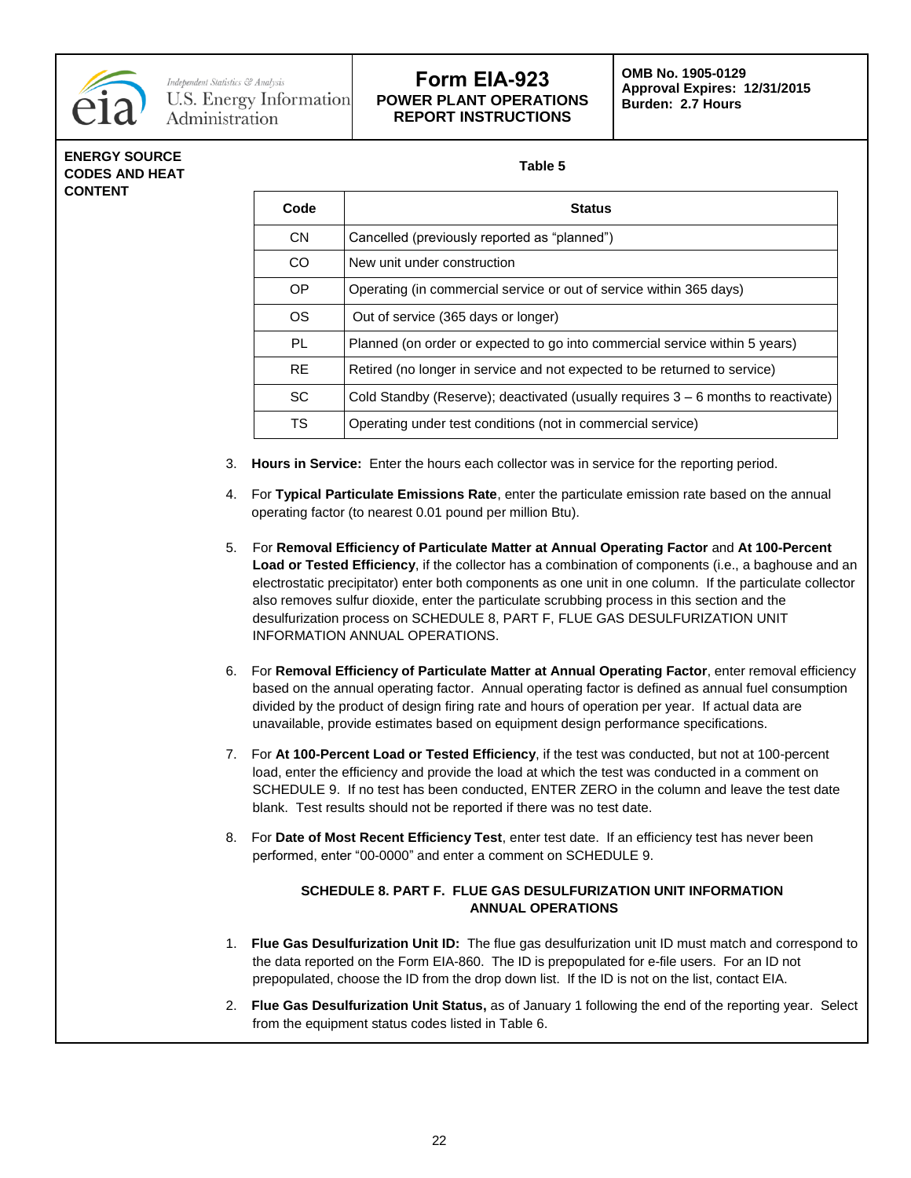**ENERGY SOURCE CODES AND HEAT CONTENT**

**Table 5**

| Code | Status |
|---|---|
| CN | Cancelled (previously reported as "planned") |
| CO | New unit under construction |
| OP | Operating (in commercial service or out of service within 365 days) |
| OS | Out of service (365 days or longer) |
| PL | Planned (on order or expected to go into commercial service within 5 years) |
| RE | Retired (no longer in service and not expected to be returned to service) |
| SC | Cold Standby (Reserve); deactivated (usually requires 3 – 6 months to reactivate) |
| TS | Operating under test conditions (not in commercial service) |

3. **Hours in Service:** Enter the hours each collector was in service for the reporting period.

4. For **Typical Particulate Emissions Rate**, enter the particulate emission rate based on the annual operating factor (to nearest 0.01 pound per million Btu).

5. For **Removal Efficiency of Particulate Matter at Annual Operating Factor** and **At 100-Percent Load or Tested Efficiency**, if the collector has a combination of components (i.e., a baghouse and an electrostatic precipitator) enter both components as one unit in one column. If the particulate collector also removes sulfur dioxide, enter the particulate scrubbing process in this section and the desulfurization process on SCHEDULE 8, PART F, FLUE GAS DESULFURIZATION UNIT INFORMATION ANNUAL OPERATIONS.

6. For **Removal Efficiency of Particulate Matter at Annual Operating Factor**, enter removal efficiency based on the annual operating factor. Annual operating factor is defined as annual fuel consumption divided by the product of design firing rate and hours of operation per year. If actual data are unavailable, provide estimates based on equipment design performance specifications.

7. For **At 100-Percent Load or Tested Efficiency**, if the test was conducted, but not at 100-percent load, enter the efficiency and provide the load at which the test was conducted in a comment on SCHEDULE 9. If no test has been conducted, ENTER ZERO in the column and leave the test date blank. Test results should not be reported if there was no test date.

8. For **Date of Most Recent Efficiency Test**, enter test date. If an efficiency test has never been performed, enter "00-0000" and enter a comment on SCHEDULE 9.

### SCHEDULE 8. PART F. FLUE GAS DESULFURIZATION UNIT INFORMATION ANNUAL OPERATIONS

1. **Flue Gas Desulfurization Unit ID:** The flue gas desulfurization unit ID must match and correspond to the data reported on the Form EIA-860. The ID is prepopulated for e-file users. For an ID not prepopulated, choose the ID from the drop down list. If the ID is not on the list, contact EIA.

2. **Flue Gas Desulfurization Unit Status,** as of January 1 following the end of the reporting year. Select from the equipment status codes listed in Table 6.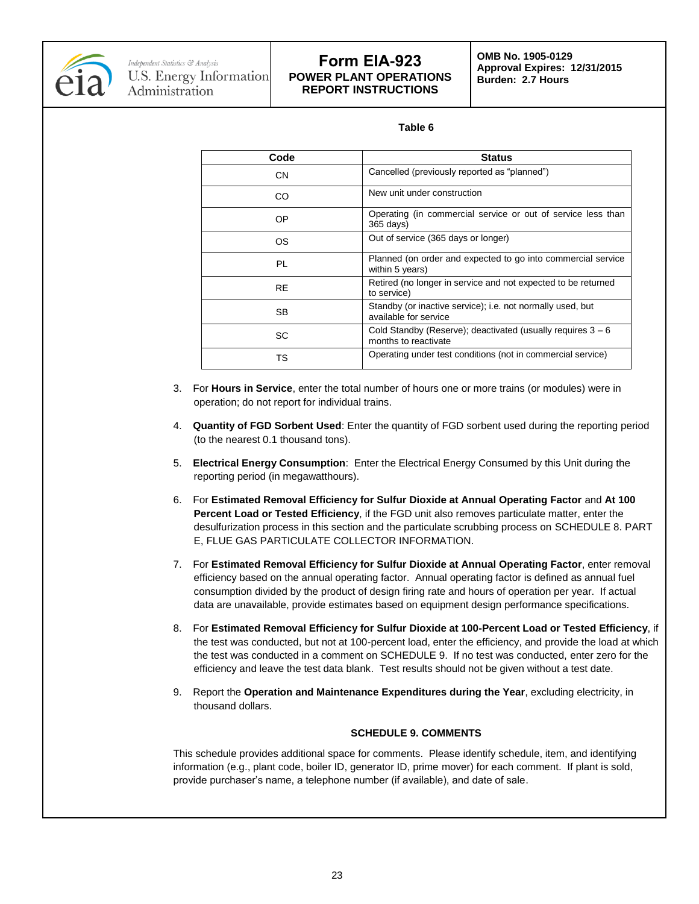**Table 6**

| Code | Status |
|---|---|
| CN | Cancelled (previously reported as “planned”) |
| CO | New unit under construction |
| OP | Operating (in commercial service or out of service less than 365 days) |
| OS | Out of service (365 days or longer) |
| PL | Planned (on order and expected to go into commercial service within 5 years) |
| RE | Retired (no longer in service and not expected to be returned to service) |
| SB | Standby (or inactive service); i.e. not normally used, but available for service |
| SC | Cold Standby (Reserve); deactivated (usually requires 3 – 6 months to reactivate |
| TS | Operating under test conditions (not in commercial service) |

3. For **Hours in Service**, enter the total number of hours one or more trains (or modules) were in operation; do not report for individual trains.

4. **Quantity of FGD Sorbent Used**: Enter the quantity of FGD sorbent used during the reporting period (to the nearest 0.1 thousand tons).

5. **Electrical Energy Consumption**: Enter the Electrical Energy Consumed by this Unit during the reporting period (in megawatthours).

6. For **Estimated Removal Efficiency for Sulfur Dioxide at Annual Operating Factor** and **At 100 Percent Load or Tested Efficiency**, if the FGD unit also removes particulate matter, enter the desulfurization process in this section and the particulate scrubbing process on SCHEDULE 8. PART E, FLUE GAS PARTICULATE COLLECTOR INFORMATION.

7. For **Estimated Removal Efficiency for Sulfur Dioxide at Annual Operating Factor**, enter removal efficiency based on the annual operating factor. Annual operating factor is defined as annual fuel consumption divided by the product of design firing rate and hours of operation per year. If actual data are unavailable, provide estimates based on equipment design performance specifications.

8. For **Estimated Removal Efficiency for Sulfur Dioxide at 100-Percent Load or Tested Efficiency**, if the test was conducted, but not at 100-percent load, enter the efficiency, and provide the load at which the test was conducted in a comment on SCHEDULE 9. If no test was conducted, enter zero for the efficiency and leave the test data blank. Test results should not be given without a test date.

9. Report the **Operation and Maintenance Expenditures during the Year**, excluding electricity, in thousand dollars.

### SCHEDULE 9. COMMENTS

This schedule provides additional space for comments. Please identify schedule, item, and identifying information (e.g., plant code, boiler ID, generator ID, prime mover) for each comment. If plant is sold, provide purchaser's name, a telephone number (if available), and date of sale.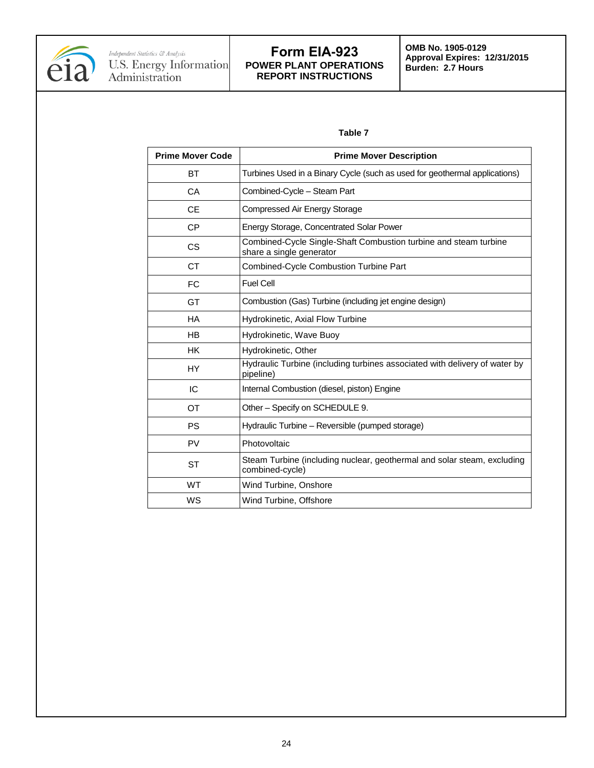**Table 7**

| Prime Mover Code | Prime Mover Description |
|---|---|
| BT | Turbines Used in a Binary Cycle (such as used for geothermal applications) |
| CA | Combined-Cycle – Steam Part |
| CE | Compressed Air Energy Storage |
| CP | Energy Storage, Concentrated Solar Power |
| CS | Combined-Cycle Single-Shaft Combustion turbine and steam turbine share a single generator |
| CT | Combined-Cycle Combustion Turbine Part |
| FC | Fuel Cell |
| GT | Combustion (Gas) Turbine (including jet engine design) |
| HA | Hydrokinetic, Axial Flow Turbine |
| HB | Hydrokinetic, Wave Buoy |
| HK | Hydrokinetic, Other |
| HY | Hydraulic Turbine (including turbines associated with delivery of water by pipeline) |
| IC | Internal Combustion (diesel, piston) Engine |
| OT | Other – Specify on SCHEDULE 9. |
| PS | Hydraulic Turbine – Reversible (pumped storage) |
| PV | Photovoltaic |
| ST | Steam Turbine (including nuclear, geothermal and solar steam, excluding combined-cycle) |
| WT | Wind Turbine, Onshore |
| WS | Wind Turbine, Offshore |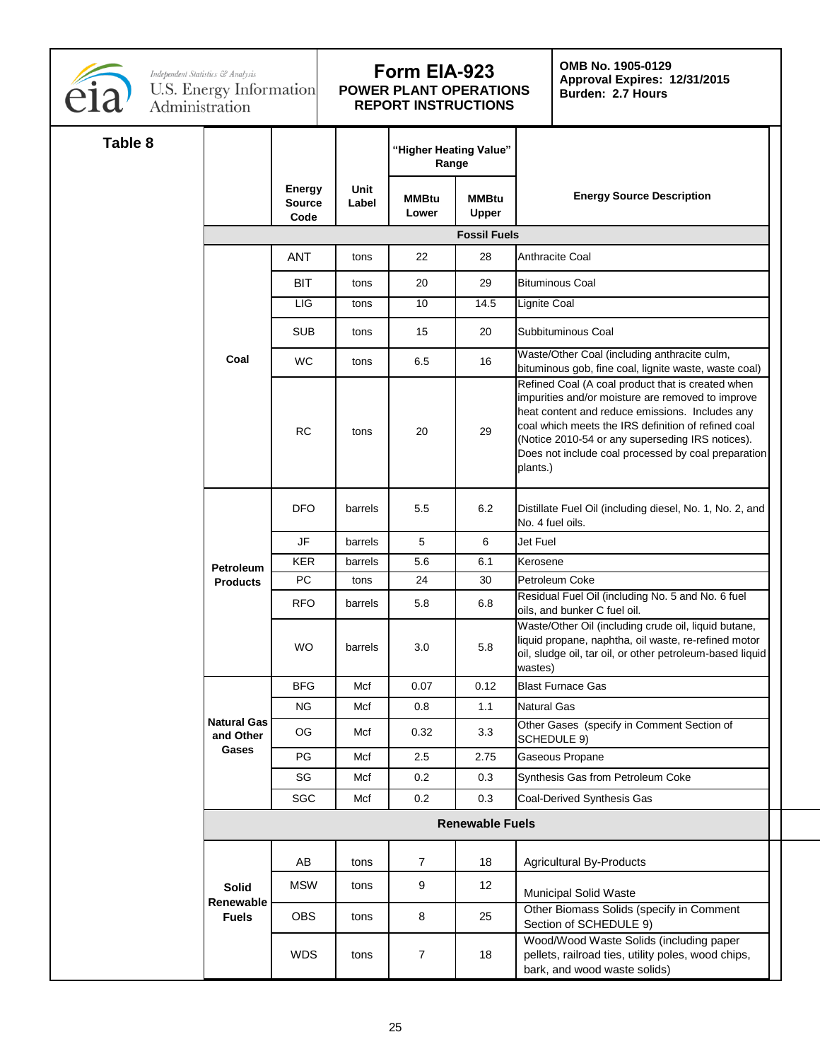| Form EIA-923 POWER PLANT OPERATIONS REPORT INSTRUCTIONS | OMB No. 1905-0129 Approval Expires: 12/31/2015 Burden: 2.7 Hours |
|---|---|

**Table 8**

| | Energy Source Code | Unit Label | "Higher Heating Value" Range | | Energy Source Description |
|---|---|---|---|---|---|
| | | | MMBtu Lower | MMBtu Upper | |
| **Fossil Fuels** | | | | | |
| **Coal** | ANT | tons | 22 | 28 | Anthracite Coal |
| | BIT | tons | 20 | 29 | Bituminous Coal |
| | LIG | tons | 10 | 14.5 | Lignite Coal |
| | SUB | tons | 15 | 20 | Subbituminous Coal |
| | WC | tons | 6.5 | 16 | Waste/Other Coal (including anthracite culm, bituminous gob, fine coal, lignite waste, waste coal) |
| | RC | tons | 20 | 29 | Refined Coal (A coal product that is created when impurities and/or moisture are removed to improve heat content and reduce emissions. Includes any coal which meets the IRS definition of refined coal (Notice 2010-54 or any superseding IRS notices). Does not include coal processed by coal preparation plants.) |
| **Petroleum Products** | DFO | barrels | 5.5 | 6.2 | Distillate Fuel Oil (including diesel, No. 1, No. 2, and No. 4 fuel oils. |
| | JF | barrels | 5 | 6 | Jet Fuel |
| | KER | barrels | 5.6 | 6.1 | Kerosene |
| | PC | tons | 24 | 30 | Petroleum Coke |
| | RFO | barrels | 5.8 | 6.8 | Residual Fuel Oil (including No. 5 and No. 6 fuel oils, and bunker C fuel oil. |
| | WO | barrels | 3.0 | 5.8 | Waste/Other Oil (including crude oil, liquid butane, liquid propane, naphtha, oil waste, re-refined motor oil, sludge oil, tar oil, or other petroleum-based liquid wastes) |
| **Natural Gas and Other Gases** | BFG | Mcf | 0.07 | 0.12 | Blast Furnace Gas |
| | NG | Mcf | 0.8 | 1.1 | Natural Gas |
| | OG | Mcf | 0.32 | 3.3 | Other Gases (specify in Comment Section of SCHEDULE 9) |
| | PG | Mcf | 2.5 | 2.75 | Gaseous Propane |
| | SG | Mcf | 0.2 | 0.3 | Synthesis Gas from Petroleum Coke |
| | SGC | Mcf | 0.2 | 0.3 | Coal-Derived Synthesis Gas |
| **Renewable Fuels** | | | | | |
| **Solid Renewable Fuels** | AB | tons | 7 | 18 | Agricultural By-Products |
| | MSW | tons | 9 | 12 | Municipal Solid Waste |
| | OBS | tons | 8 | 25 | Other Biomass Solids (specify in Comment Section of SCHEDULE 9) |
| | WDS | tons | 7 | 18 | Wood/Wood Waste Solids (including paper pellets, railroad ties, utility poles, wood chips, bark, and wood waste solids) |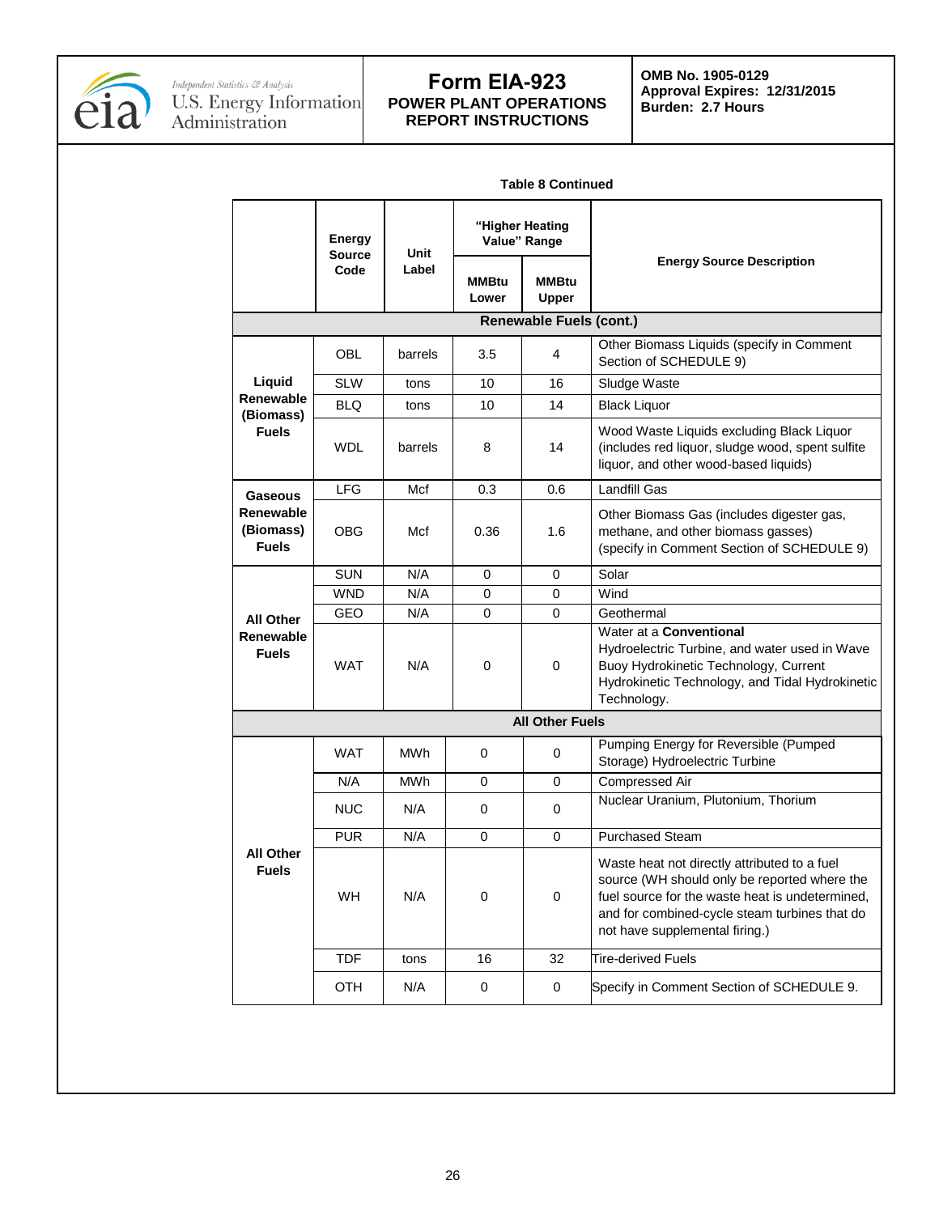**Table 8 Continued**

| | Energy Source Code | Unit Label | "Higher Heating Value" Range | | Energy Source Description |
|---|---|---|---|---|---|
| | | | MMBtu Lower | MMBtu Upper | |
| **Renewable Fuels (cont.)** | | | | | |
| **Liquid Renewable (Biomass) Fuels** | OBL | barrels | 3.5 | 4 | Other Biomass Liquids (specify in Comment Section of SCHEDULE 9) |
| | SLW | tons | 10 | 16 | Sludge Waste |
| | BLQ | tons | 10 | 14 | Black Liquor |
| | WDL | barrels | 8 | 14 | Wood Waste Liquids excluding Black Liquor (includes red liquor, sludge wood, spent sulfite liquor, and other wood-based liquids) |
| **Gaseous Renewable (Biomass) Fuels** | LFG | Mcf | 0.3 | 0.6 | Landfill Gas |
| | OBG | Mcf | 0.36 | 1.6 | Other Biomass Gas (includes digester gas, methane, and other biomass gasses) (specify in Comment Section of SCHEDULE 9) |
| **All Other Renewable Fuels** | SUN | N/A | 0 | 0 | Solar |
| | WND | N/A | 0 | 0 | Wind |
| | GEO | N/A | 0 | 0 | Geothermal |
| | WAT | N/A | 0 | 0 | Water at a **Conventional** Hydroelectric Turbine, and water used in Wave Buoy Hydrokinetic Technology, Current Hydrokinetic Technology, and Tidal Hydrokinetic Technology. |
| **All Other Fuels** | | | | | |
| **All Other Fuels** | WAT | MWh | 0 | 0 | Pumping Energy for Reversible (Pumped Storage) Hydroelectric Turbine |
| | N/A | MWh | 0 | 0 | Compressed Air |
| | NUC | N/A | 0 | 0 | Nuclear Uranium, Plutonium, Thorium |
| | PUR | N/A | 0 | 0 | Purchased Steam |
| | WH | N/A | 0 | 0 | Waste heat not directly attributed to a fuel source (WH should only be reported where the fuel source for the waste heat is undetermined, and for combined-cycle steam turbines that do not have supplemental firing.) |
| | TDF | tons | 16 | 32 | Tire-derived Fuels |
| | OTH | N/A | 0 | 0 | Specify in Comment Section of SCHEDULE 9. |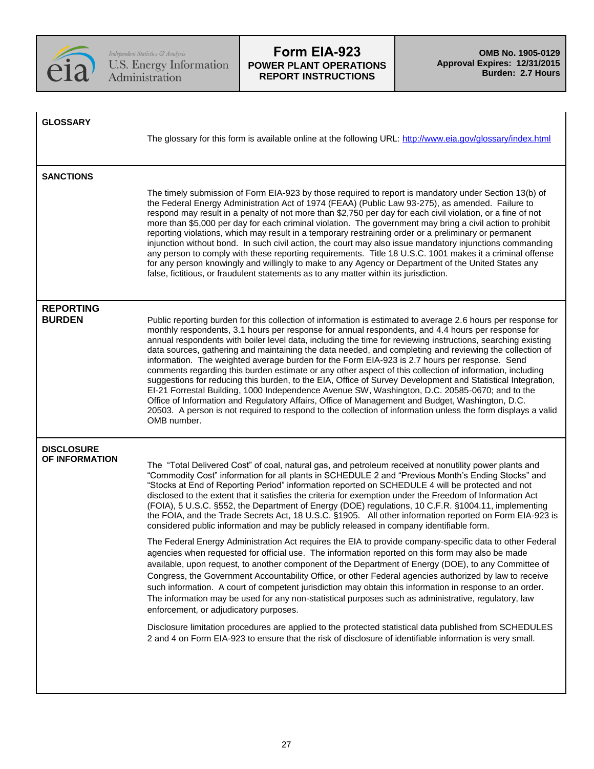# Form EIA-923 POWER PLANT OPERATIONS REPORT INSTRUCTIONS

OMB No. 1905-0129
Approval Expires: 12/31/2015
Burden: 2.7 Hours

## GLOSSARY

The glossary for this form is available online at the following URL: http://www.eia.gov/glossary/index.html

## SANCTIONS

The timely submission of Form EIA-923 by those required to report is mandatory under Section 13(b) of the Federal Energy Administration Act of 1974 (FEAA) (Public Law 93-275), as amended. Failure to respond may result in a penalty of not more than $2,750 per day for each civil violation, or a fine of not more than $5,000 per day for each criminal violation. The government may bring a civil action to prohibit reporting violations, which may result in a temporary restraining order or a preliminary or permanent injunction without bond. In such civil action, the court may also issue mandatory injunctions commanding any person to comply with these reporting requirements. Title 18 U.S.C. 1001 makes it a criminal offense for any person knowingly and willingly to make to any Agency or Department of the United States any false, fictitious, or fraudulent statements as to any matter within its jurisdiction.

## REPORTING BURDEN

Public reporting burden for this collection of information is estimated to average 2.6 hours per response for monthly respondents, 3.1 hours per response for annual respondents, and 4.4 hours per response for annual respondents with boiler level data, including the time for reviewing instructions, searching existing data sources, gathering and maintaining the data needed, and completing and reviewing the collection of information. The weighted average burden for the Form EIA-923 is 2.7 hours per response. Send comments regarding this burden estimate or any other aspect of this collection of information, including suggestions for reducing this burden, to the EIA, Office of Survey Development and Statistical Integration, EI-21 Forrestal Building, 1000 Independence Avenue SW, Washington, D.C. 20585-0670; and to the Office of Information and Regulatory Affairs, Office of Management and Budget, Washington, D.C. 20503. A person is not required to respond to the collection of information unless the form displays a valid OMB number.

## DISCLOSURE OF INFORMATION

The "Total Delivered Cost" of coal, natural gas, and petroleum received at nonutility power plants and "Commodity Cost" information for all plants in SCHEDULE 2 and "Previous Month's Ending Stocks" and "Stocks at End of Reporting Period" information reported on SCHEDULE 4 will be protected and not disclosed to the extent that it satisfies the criteria for exemption under the Freedom of Information Act (FOIA), 5 U.S.C. §552, the Department of Energy (DOE) regulations, 10 C.F.R. §1004.11, implementing the FOIA, and the Trade Secrets Act, 18 U.S.C. §1905. All other information reported on Form EIA-923 is considered public information and may be publicly released in company identifiable form.

The Federal Energy Administration Act requires the EIA to provide company-specific data to other Federal agencies when requested for official use. The information reported on this form may also be made available, upon request, to another component of the Department of Energy (DOE), to any Committee of Congress, the Government Accountability Office, or other Federal agencies authorized by law to receive such information. A court of competent jurisdiction may obtain this information in response to an order. The information may be used for any non-statistical purposes such as administrative, regulatory, law enforcement, or adjudicatory purposes.

Disclosure limitation procedures are applied to the protected statistical data published from SCHEDULES 2 and 4 on Form EIA-923 to ensure that the risk of disclosure of identifiable information is very small.